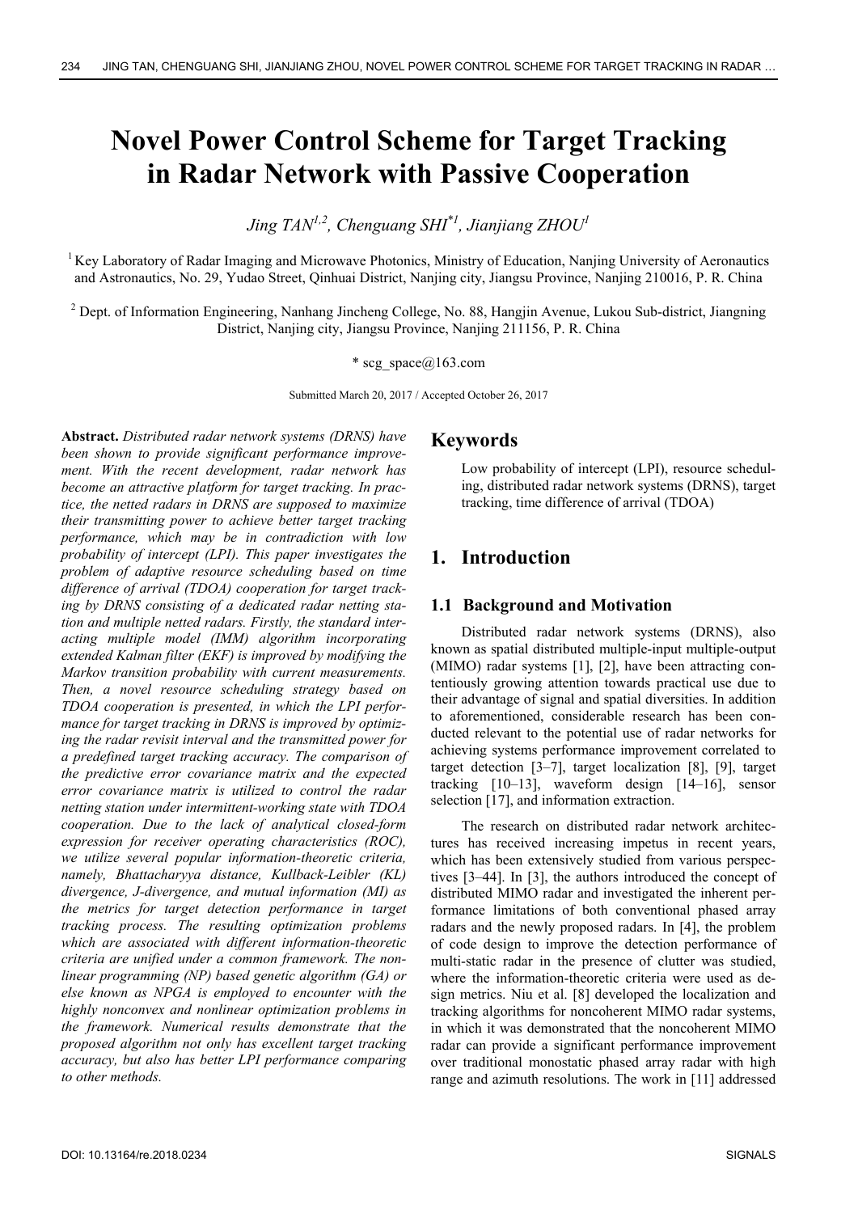# Novel Power Control Scheme for Target Tracking in Radar Network with Passive Cooperation

*Jing TAN*[1,2], *Chenguang SHI*[*1], *Jianjiang ZHOU*[1]

[1] Key Laboratory of Radar Imaging and Microwave Photonics, Ministry of Education, Nanjing University of Aeronautics and Astronautics, No. 29, Yudao Street, Qinhuai District, Nanjing city, Jiangsu Province, Nanjing 210016, P. R. China

[2] Dept. of Information Engineering, Nanhang Jincheng College, No. 88, Hangjin Avenue, Lukou Sub-district, Jiangning District, Nanjing city, Jiangsu Province, Nanjing 211156, P. R. China

* scg_space@163.com

Submitted March 20, 2017 / Accepted October 26, 2017

**Abstract.** *Distributed radar network systems (DRNS) have been shown to provide significant performance improvement. With the recent development, radar network has become an attractive platform for target tracking. In practice, the netted radars in DRNS are supposed to maximize their transmitting power to achieve better target tracking performance, which may be in contradiction with low probability of intercept (LPI). This paper investigates the problem of adaptive resource scheduling based on time difference of arrival (TDOA) cooperation for target tracking by DRNS consisting of a dedicated radar netting station and multiple netted radars. Firstly, the standard interacting multiple model (IMM) algorithm incorporating extended Kalman filter (EKF) is improved by modifying the Markov transition probability with current measurements. Then, a novel resource scheduling strategy based on TDOA cooperation is presented, in which the LPI performance for target tracking in DRNS is improved by optimizing the radar revisit interval and the transmitted power for a predefined target tracking accuracy. The comparison of the predictive error covariance matrix and the expected error covariance matrix is utilized to control the radar netting station under intermittent-working state with TDOA cooperation. Due to the lack of analytical closed-form expression for receiver operating characteristics (ROC), we utilize several popular information-theoretic criteria, namely, Bhattacharyya distance, Kullback-Leibler (KL) divergence, J-divergence, and mutual information (MI) as the metrics for target detection performance in target tracking process. The resulting optimization problems which are associated with different information-theoretic criteria are unified under a common framework. The nonlinear programming (NP) based genetic algorithm (GA) or else known as NPGA is employed to encounter with the highly nonconvex and nonlinear optimization problems in the framework. Numerical results demonstrate that the proposed algorithm not only has excellent target tracking accuracy, but also has better LPI performance comparing to other methods.*

## Keywords

Low probability of intercept (LPI), resource scheduling, distributed radar network systems (DRNS), target tracking, time difference of arrival (TDOA)

## 1. Introduction

### 1.1 Background and Motivation

Distributed radar network systems (DRNS), also known as spatial distributed multiple-input multiple-output (MIMO) radar systems [1], [2], have been attracting contentiously growing attention towards practical use due to their advantage of signal and spatial diversities. In addition to aforementioned, considerable research has been conducted relevant to the potential use of radar networks for achieving systems performance improvement correlated to target detection [3–7], target localization [8], [9], target tracking [10–13], waveform design [14–16], sensor selection [17], and information extraction.

The research on distributed radar network architectures has received increasing impetus in recent years, which has been extensively studied from various perspectives [3–44]. In [3], the authors introduced the concept of distributed MIMO radar and investigated the inherent performance limitations of both conventional phased array radars and the newly proposed radars. In [4], the problem of code design to improve the detection performance of multi-static radar in the presence of clutter was studied, where the information-theoretic criteria were used as design metrics. Niu et al. [8] developed the localization and tracking algorithms for noncoherent MIMO radar systems, in which it was demonstrated that the noncoherent MIMO radar can provide a significant performance improvement over traditional monostatic phased array radar with high range and azimuth resolutions. The work in [11] addressed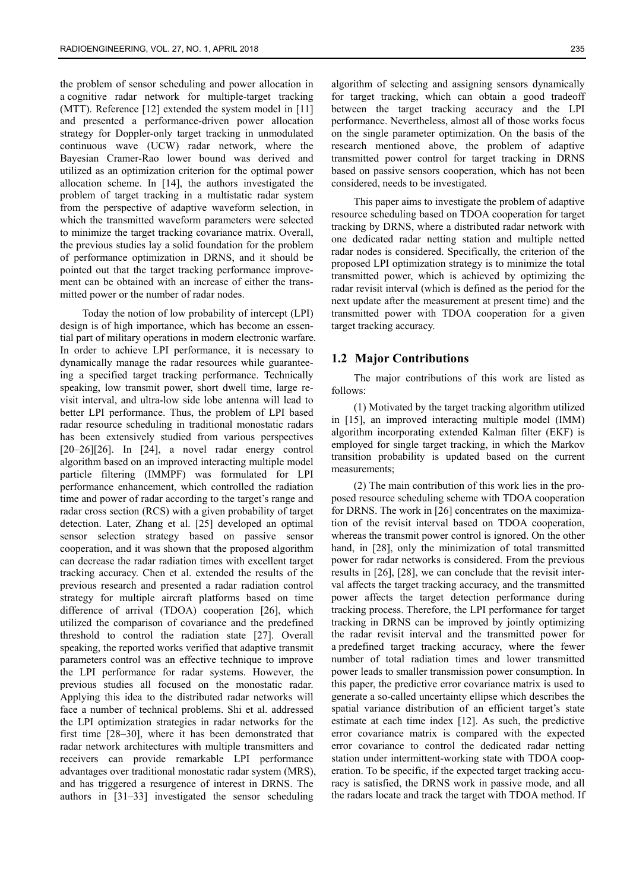the problem of sensor scheduling and power allocation in a cognitive radar network for multiple-target tracking (MTT). Reference [12] extended the system model in [11] and presented a performance-driven power allocation strategy for Doppler-only target tracking in unmodulated continuous wave (UCW) radar network, where the Bayesian Cramer-Rao lower bound was derived and utilized as an optimization criterion for the optimal power allocation scheme. In [14], the authors investigated the problem of target tracking in a multistatic radar system from the perspective of adaptive waveform selection, in which the transmitted waveform parameters were selected to minimize the target tracking covariance matrix. Overall, the previous studies lay a solid foundation for the problem of performance optimization in DRNS, and it should be pointed out that the target tracking performance improvement can be obtained with an increase of either the transmitted power or the number of radar nodes.

Today the notion of low probability of intercept (LPI) design is of high importance, which has become an essential part of military operations in modern electronic warfare. In order to achieve LPI performance, it is necessary to dynamically manage the radar resources while guaranteeing a specified target tracking performance. Technically speaking, low transmit power, short dwell time, large revisit interval, and ultra-low side lobe antenna will lead to better LPI performance. Thus, the problem of LPI based radar resource scheduling in traditional monostatic radars has been extensively studied from various perspectives [20–26][26]. In [24], a novel radar energy control algorithm based on an improved interacting multiple model particle filtering (IMMPF) was formulated for LPI performance enhancement, which controlled the radiation time and power of radar according to the target's range and radar cross section (RCS) with a given probability of target detection. Later, Zhang et al. [25] developed an optimal sensor selection strategy based on passive sensor cooperation, and it was shown that the proposed algorithm can decrease the radar radiation times with excellent target tracking accuracy. Chen et al. extended the results of the previous research and presented a radar radiation control strategy for multiple aircraft platforms based on time difference of arrival (TDOA) cooperation [26], which utilized the comparison of covariance and the predefined threshold to control the radiation state [27]. Overall speaking, the reported works verified that adaptive transmit parameters control was an effective technique to improve the LPI performance for radar systems. However, the previous studies all focused on the monostatic radar. Applying this idea to the distributed radar networks will face a number of technical problems. Shi et al. addressed the LPI optimization strategies in radar networks for the first time [28–30], where it has been demonstrated that radar network architectures with multiple transmitters and receivers can provide remarkable LPI performance advantages over traditional monostatic radar system (MRS), and has triggered a resurgence of interest in DRNS. The authors in [31–33] investigated the sensor scheduling algorithm of selecting and assigning sensors dynamically for target tracking, which can obtain a good tradeoff between the target tracking accuracy and the LPI performance. Nevertheless, almost all of those works focus on the single parameter optimization. On the basis of the research mentioned above, the problem of adaptive transmitted power control for target tracking in DRNS based on passive sensors cooperation, which has not been considered, needs to be investigated.

This paper aims to investigate the problem of adaptive resource scheduling based on TDOA cooperation for target tracking by DRNS, where a distributed radar network with one dedicated radar netting station and multiple netted radar nodes is considered. Specifically, the criterion of the proposed LPI optimization strategy is to minimize the total transmitted power, which is achieved by optimizing the radar revisit interval (which is defined as the period for the next update after the measurement at present time) and the transmitted power with TDOA cooperation for a given target tracking accuracy.

## 1.2 Major Contributions

The major contributions of this work are listed as follows:

(1) Motivated by the target tracking algorithm utilized in [15], an improved interacting multiple model (IMM) algorithm incorporating extended Kalman filter (EKF) is employed for single target tracking, in which the Markov transition probability is updated based on the current measurements;

(2) The main contribution of this work lies in the proposed resource scheduling scheme with TDOA cooperation for DRNS. The work in [26] concentrates on the maximization of the revisit interval based on TDOA cooperation, whereas the transmit power control is ignored. On the other hand, in [28], only the minimization of total transmitted power for radar networks is considered. From the previous results in [26], [28], we can conclude that the revisit interval affects the target tracking accuracy, and the transmitted power affects the target detection performance during tracking process. Therefore, the LPI performance for target tracking in DRNS can be improved by jointly optimizing the radar revisit interval and the transmitted power for a predefined target tracking accuracy, where the fewer number of total radiation times and lower transmitted power leads to smaller transmission power consumption. In this paper, the predictive error covariance matrix is used to generate a so-called uncertainty ellipse which describes the spatial variance distribution of an efficient target's state estimate at each time index [12]. As such, the predictive error covariance matrix is compared with the expected error covariance to control the dedicated radar netting station under intermittent-working state with TDOA cooperation. To be specific, if the expected target tracking accuracy is satisfied, the DRNS work in passive mode, and all the radars locate and track the target with TDOA method. If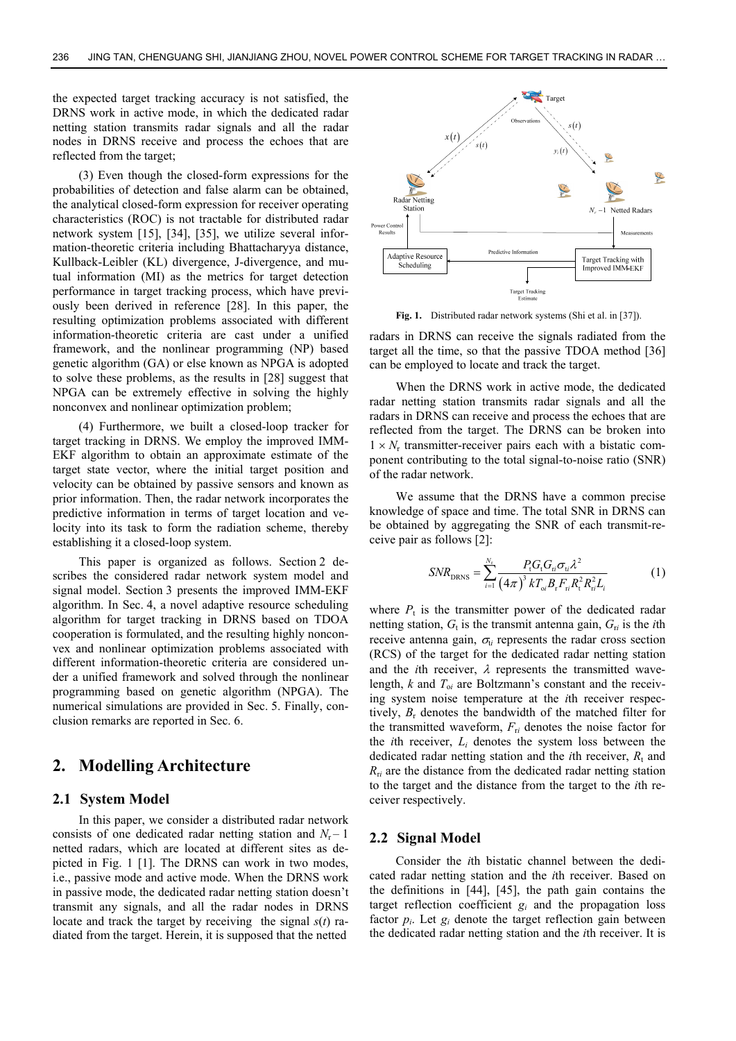the expected target tracking accuracy is not satisfied, the DRNS work in active mode, in which the dedicated radar netting station transmits radar signals and all the radar nodes in DRNS receive and process the echoes that are reflected from the target;

(3) Even though the closed-form expressions for the probabilities of detection and false alarm can be obtained, the analytical closed-form expression for receiver operating characteristics (ROC) is not tractable for distributed radar network system [15], [34], [35], we utilize several information-theoretic criteria including Bhattacharyya distance, Kullback-Leibler (KL) divergence, J-divergence, and mutual information (MI) as the metrics for target detection performance in target tracking process, which have previously been derived in reference [28]. In this paper, the resulting optimization problems associated with different information-theoretic criteria are cast under a unified framework, and the nonlinear programming (NP) based genetic algorithm (GA) or else known as NPGA is adopted to solve these problems, as the results in [28] suggest that NPGA can be extremely effective in solving the highly nonconvex and nonlinear optimization problem;

(4) Furthermore, we built a closed-loop tracker for target tracking in DRNS. We employ the improved IMM-EKF algorithm to obtain an approximate estimate of the target state vector, where the initial target position and velocity can be obtained by passive sensors and known as prior information. Then, the radar network incorporates the predictive information in terms of target location and velocity into its task to form the radiation scheme, thereby establishing it a closed-loop system.

This paper is organized as follows. Section 2 describes the considered radar network system model and signal model. Section 3 presents the improved IMM-EKF algorithm. In Sec. 4, a novel adaptive resource scheduling algorithm for target tracking in DRNS based on TDOA cooperation is formulated, and the resulting highly nonconvex and nonlinear optimization problems associated with different information-theoretic criteria are considered under a unified framework and solved through the nonlinear programming based on genetic algorithm (NPGA). The numerical simulations are provided in Sec. 5. Finally, conclusion remarks are reported in Sec. 6.

## 2. Modelling Architecture

### 2.1 System Model

In this paper, we consider a distributed radar network consists of one dedicated radar netting station and $N_\text{r} - 1$ netted radars, which are located at different sites as depicted in Fig. 1 [1]. The DRNS can work in two modes, i.e., passive mode and active mode. When the DRNS work in passive mode, the dedicated radar netting station doesn't transmit any signals, and all the radar nodes in DRNS locate and track the target by receiving the signal $s(t)$ radiated from the target. Herein, it is supposed that the netted radars in DRNS can receive the signals radiated from the target all the time, so that the passive TDOA method [36] can be employed to locate and track the target.

**Fig. 1.** Distributed radar network systems (Shi et al. in [37]).

When the DRNS work in active mode, the dedicated radar netting station transmits radar signals and all the radars in DRNS can receive and process the echoes that are reflected from the target. The DRNS can be broken into $1 \times N_\text{r}$ transmitter-receiver pairs each with a bistatic component contributing to the total signal-to-noise ratio (SNR) of the radar network.

We assume that the DRNS have a common precise knowledge of space and time. The total SNR in DRNS can be obtained by aggregating the SNR of each transmit-receive pair as follows [2]:

$$SNR_{\text{DRNS}} = \sum_{i=1}^{N_\text{r}} \frac{P_\text{t} G_\text{t} G_{\text{r}i} \sigma_{\text{t}i} \lambda^2}{(4\pi)^3 k T_{oi} B_\text{r} F_{\text{r}i} R_\text{t}^2 R_{\text{r}i}^2 L_i} \tag{1}$$

where $P_\text{t}$ is the transmitter power of the dedicated radar netting station, $G_\text{t}$ is the transmit antenna gain, $G_{\text{r}i}$ is the $i$th receive antenna gain, $\sigma_{\text{t}i}$ represents the radar cross section (RCS) of the target for the dedicated radar netting station and the $i$th receiver, $\lambda$ represents the transmitted wavelength, $k$ and $T_{oi}$ are Boltzmann's constant and the receiving system noise temperature at the $i$th receiver respectively, $B_\text{r}$ denotes the bandwidth of the matched filter for the transmitted waveform, $F_{\text{r}i}$ denotes the noise factor for the $i$th receiver, $L_i$ denotes the system loss between the dedicated radar netting station and the $i$th receiver, $R_\text{t}$ and $R_{\text{r}i}$ are the distance from the dedicated radar netting station to the target and the distance from the target to the $i$th receiver respectively.

### 2.2 Signal Model

Consider the $i$th bistatic channel between the dedicated radar netting station and the $i$th receiver. Based on the definitions in [44], [45], the path gain contains the target reflection coefficient $g_i$ and the propagation loss factor $p_i$. Let $g_i$ denote the target reflection gain between the dedicated radar netting station and the $i$th receiver. It is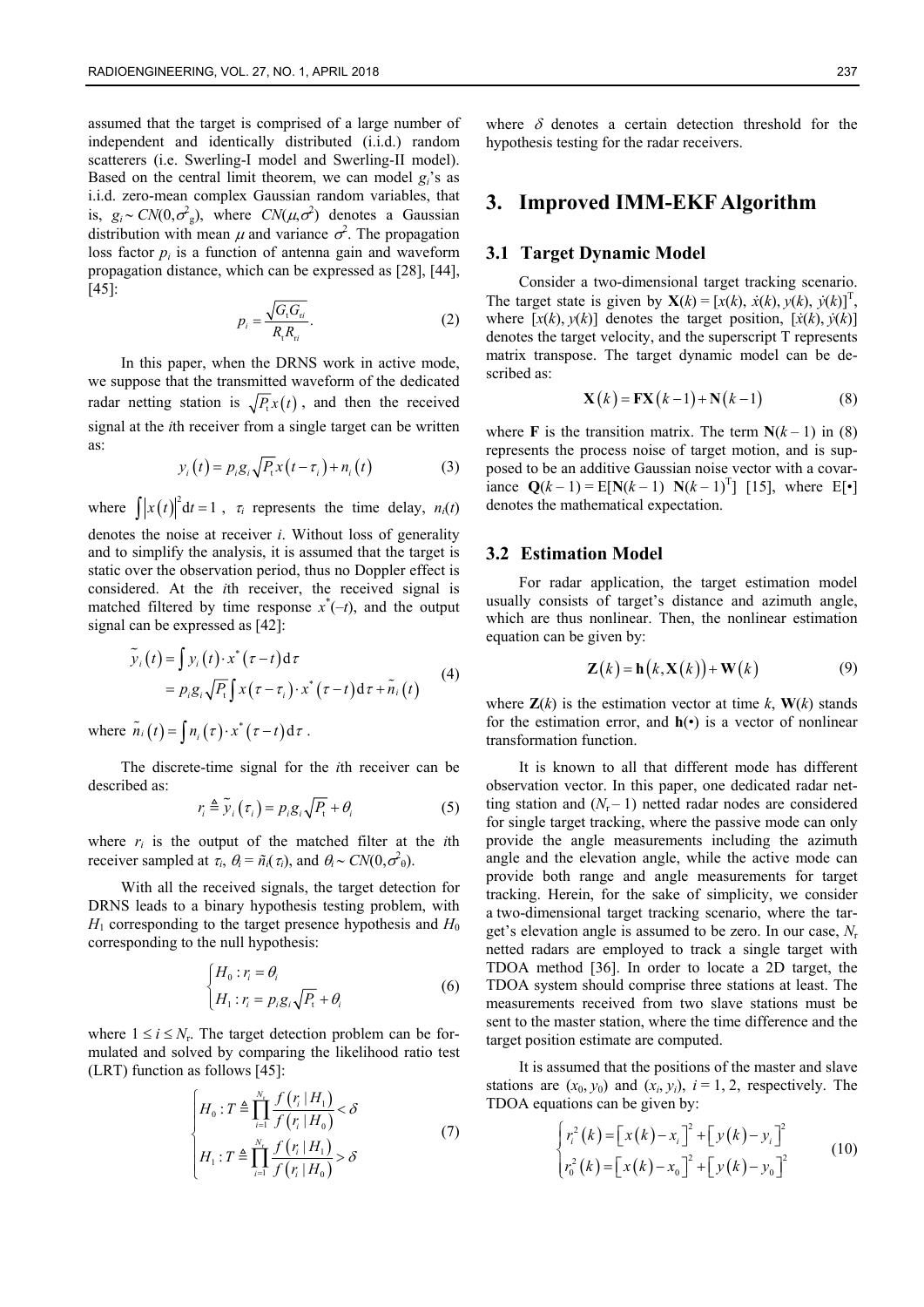assumed that the target is comprised of a large number of independent and identically distributed (i.i.d.) random scatterers (i.e. Swerling-I model and Swerling-II model). Based on the central limit theorem, we can model $g_i$'s as i.i.d. zero-mean complex Gaussian random variables, that is, $g_i \sim CN(0,\sigma_g^2)$, where $CN(\mu,\sigma^2)$ denotes a Gaussian distribution with mean $\mu$ and variance $\sigma^2$. The propagation loss factor $p_i$ is a function of antenna gain and waveform propagation distance, which can be expressed as [28], [44], [45]:

$$p_i = \frac{\sqrt{G_t G_{ri}}}{R_t R_{ri}}. \tag{2}$$

In this paper, when the DRNS work in active mode, we suppose that the transmitted waveform of the dedicated radar netting station is $\sqrt{P_t}x(t)$, and then the received signal at the $i$th receiver from a single target can be written as:

$$y_i(t) = p_i g_i \sqrt{P_t} x(t-\tau_i) + n_i(t) \tag{3}$$

where $\int |x(t)|^2 \mathrm{d}t = 1$, $\tau_i$ represents the time delay, $n_i(t)$ denotes the noise at receiver $i$. Without loss of generality and to simplify the analysis, it is assumed that the target is static over the observation period, thus no Doppler effect is considered. At the $i$th receiver, the received signal is matched filtered by time response $x^*(-t)$, and the output signal can be expressed as [42]:

$$\begin{aligned}\tilde{y}_i(t) &= \int y_i(t)\cdot x^*(\tau - t)\mathrm{d}\tau \\ &= p_i g_i \sqrt{P_t}\int x(\tau-\tau_i)\cdot x^*(\tau - t)\mathrm{d}\tau + \tilde{n}_i(t)\end{aligned} \tag{4}$$

where $\tilde{n}_i(t) = \int n_i(\tau)\cdot x^*(\tau - t)\mathrm{d}\tau$.

The discrete-time signal for the $i$th receiver can be described as:

$$r_i \triangleq \tilde{y}_i(\tau_i) = p_i g_i \sqrt{P_t} + \theta_i \tag{5}$$

where $r_i$ is the output of the matched filter at the $i$th receiver sampled at $\tau_i$, $\theta_i = \tilde{n}_i(\tau_i)$, and $\theta_i \sim CN(0,\sigma_0^2)$.

With all the received signals, the target detection for DRNS leads to a binary hypothesis testing problem, with $H_1$ corresponding to the target presence hypothesis and $H_0$ corresponding to the null hypothesis:

$$\begin{cases} H_0: r_i = \theta_i \\ H_1: r_i = p_i g_i \sqrt{P_t} + \theta_i \end{cases} \tag{6}$$

where $1 \le i \le N_r$. The target detection problem can be formulated and solved by comparing the likelihood ratio test (LRT) function as follows [45]:

$$\begin{cases} H_0: T \triangleq \prod_{i=1}^{N_r} \dfrac{f(r_i \mid H_1)}{f(r_i \mid H_0)} < \delta \\ H_1: T \triangleq \prod_{i=1}^{N_r} \dfrac{f(r_i \mid H_1)}{f(r_i \mid H_0)} > \delta \end{cases} \tag{7}$$

where $\delta$ denotes a certain detection threshold for the hypothesis testing for the radar receivers.

# 3. Improved IMM-EKF Algorithm

## 3.1 Target Dynamic Model

Consider a two-dimensional target tracking scenario. The target state is given by $\mathbf{X}(k) = [x(k), \dot{x}(k), y(k), \dot{y}(k)]^{\mathrm{T}}$, where $[x(k), y(k)]$ denotes the target position, $[\dot{x}(k), \dot{y}(k)]$ denotes the target velocity, and the superscript T represents matrix transpose. The target dynamic model can be described as:

$$\mathbf{X}(k) = \mathbf{F}\mathbf{X}(k-1) + \mathbf{N}(k-1) \tag{8}$$

where $\mathbf{F}$ is the transition matrix. The term $\mathbf{N}(k-1)$ in (8) represents the process noise of target motion, and is supposed to be an additive Gaussian noise vector with a covariance $\mathbf{Q}(k-1) = \mathrm{E}[\mathbf{N}(k-1)\ \mathbf{N}(k-1)^{\mathrm{T}}]$ [15], where E[•] denotes the mathematical expectation.

## 3.2 Estimation Model

For radar application, the target estimation model usually consists of target's distance and azimuth angle, which are thus nonlinear. Then, the nonlinear estimation equation can be given by:

$$\mathbf{Z}(k) = \mathbf{h}(k, \mathbf{X}(k)) + \mathbf{W}(k) \tag{9}$$

where $\mathbf{Z}(k)$ is the estimation vector at time $k$, $\mathbf{W}(k)$ stands for the estimation error, and $\mathbf{h}(\cdot)$ is a vector of nonlinear transformation function.

It is known to all that different mode has different observation vector. In this paper, one dedicated radar netting station and $(N_r - 1)$ netted radar nodes are considered for single target tracking, where the passive mode can only provide the angle measurements including the azimuth angle and the elevation angle, while the active mode can provide both range and angle measurements for target tracking. Herein, for the sake of simplicity, we consider a two-dimensional target tracking scenario, where the target's elevation angle is assumed to be zero. In our case, $N_r$ netted radars are employed to track a single target with TDOA method [36]. In order to locate a 2D target, the TDOA system should comprise three stations at least. The measurements received from two slave stations must be sent to the master station, where the time difference and the target position estimate are computed.

It is assumed that the positions of the master and slave stations are $(x_0, y_0)$ and $(x_i, y_i)$, $i = 1, 2$, respectively. The TDOA equations can be given by:

$$\begin{cases} r_i^2(k) = [x(k) - x_i]^2 + [y(k) - y_i]^2 \\ r_0^2(k) = [x(k) - x_0]^2 + [y(k) - y_0]^2 \end{cases} \tag{10}$$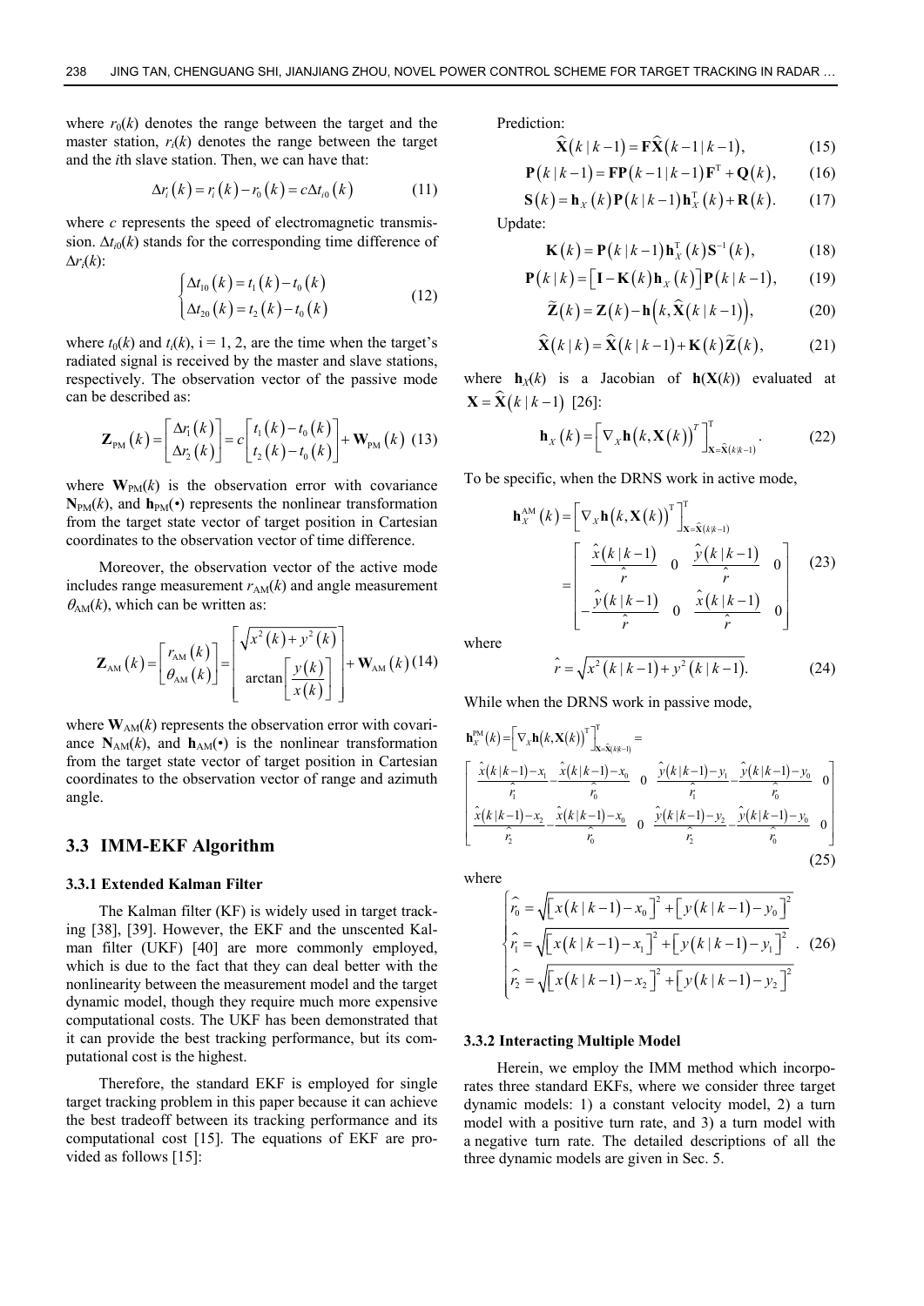where $r_0(k)$ denotes the range between the target and the master station, $r_i(k)$ denotes the range between the target and the $i$th slave station. Then, we can have that:

$$\Delta r_i(k) = r_i(k) - r_0(k) = c\Delta t_{i0}(k) \tag{11}$$

where $c$ represents the speed of electromagnetic transmission. $\Delta t_{i0}(k)$ stands for the corresponding time difference of $\Delta r_i(k)$:

$$\begin{cases} \Delta t_{10}(k) = t_1(k) - t_0(k) \\ \Delta t_{20}(k) = t_2(k) - t_0(k) \end{cases} \tag{12}$$

where $t_0(k)$ and $t_i(k)$, i = 1, 2, are the time when the target's radiated signal is received by the master and slave stations, respectively. The observation vector of the passive mode can be described as:

$$\mathbf{Z}_{\text{PM}}(k) = \begin{bmatrix} \Delta r_1(k) \\ \Delta r_2(k) \end{bmatrix} = c\begin{bmatrix} t_1(k) - t_0(k) \\ t_2(k) - t_0(k) \end{bmatrix} + \mathbf{W}_{\text{PM}}(k) \tag{13}$$

where $\mathbf{W}_{\text{PM}}(k)$ is the observation error with covariance $\mathbf{N}_{\text{PM}}(k)$, and $\mathbf{h}_{\text{PM}}(\bullet)$ represents the nonlinear transformation from the target state vector of target position in Cartesian coordinates to the observation vector of time difference.

Moreover, the observation vector of the active mode includes range measurement $r_{\text{AM}}(k)$ and angle measurement $\theta_{\text{AM}}(k)$, which can be written as:

$$\mathbf{Z}_{\text{AM}}(k) = \begin{bmatrix} r_{\text{AM}}(k) \\ \theta_{\text{AM}}(k) \end{bmatrix} = \begin{bmatrix} \sqrt{x^2(k) + y^2(k)} \\ \arctan\left[\dfrac{y(k)}{x(k)}\right] \end{bmatrix} + \mathbf{W}_{\text{AM}}(k) \tag{14}$$

where $\mathbf{W}_{\text{AM}}(k)$ represents the observation error with covariance $\mathbf{N}_{\text{AM}}(k)$, and $\mathbf{h}_{\text{AM}}(\bullet)$ is the nonlinear transformation from the target state vector of target position in Cartesian coordinates to the observation vector of range and azimuth angle.

## 3.3 IMM-EKF Algorithm

### 3.3.1 Extended Kalman Filter

The Kalman filter (KF) is widely used in target tracking [38], [39]. However, the EKF and the unscented Kalman filter (UKF) [40] are more commonly employed, which is due to the fact that they can deal better with the nonlinearity between the measurement model and the target dynamic model, though they require much more expensive computational costs. The UKF has been demonstrated that it can provide the best tracking performance, but its computational cost is the highest.

Therefore, the standard EKF is employed for single target tracking problem in this paper because it can achieve the best tradeoff between its tracking performance and its computational cost [15]. The equations of EKF are provided as follows [15]:

Prediction:

$$\hat{\mathbf{X}}(k\,|\,k-1) = \mathbf{F}\hat{\mathbf{X}}(k-1\,|\,k-1), \tag{15}$$

$$\mathbf{P}(k\,|\,k-1) = \mathbf{F}\mathbf{P}(k-1\,|\,k-1)\mathbf{F}^{\text{T}} + \mathbf{Q}(k), \tag{16}$$

$$\mathbf{S}(k) = \mathbf{h}_X(k)\mathbf{P}(k\,|\,k-1)\mathbf{h}_X^{\text{T}}(k) + \mathbf{R}(k). \tag{17}$$

Update:

$$\mathbf{K}(k) = \mathbf{P}(k\,|\,k-1)\mathbf{h}_X^{\text{T}}(k)\mathbf{S}^{-1}(k), \tag{18}$$

$$\mathbf{P}(k\,|\,k) = \left[\mathbf{I} - \mathbf{K}(k)\mathbf{h}_X(k)\right]\mathbf{P}(k\,|\,k-1), \tag{19}$$

$$\tilde{\mathbf{Z}}(k) = \mathbf{Z}(k) - \mathbf{h}\left(k, \hat{\mathbf{X}}(k\,|\,k-1)\right), \tag{20}$$

$$\hat{\mathbf{X}}(k\,|\,k) = \hat{\mathbf{X}}(k\,|\,k-1) + \mathbf{K}(k)\tilde{\mathbf{Z}}(k), \tag{21}$$

where $\mathbf{h}_X(k)$ is a Jacobian of $\mathbf{h}(\mathbf{X}(k))$ evaluated at $\mathbf{X} = \hat{\mathbf{X}}(k\,|\,k-1)$ [26]:

$$\mathbf{h}_X(k) = \left[\nabla_X \mathbf{h}\left(k, \mathbf{X}(k)\right)^T\right]^{\text{T}}_{\mathbf{X}=\hat{\mathbf{X}}(k|k-1)}. \tag{22}$$

To be specific, when the DRNS work in active mode,

$$\mathbf{h}_X^{\text{AM}}(k) = \left[\nabla_X \mathbf{h}\left(k, \mathbf{X}(k)\right)^{\text{T}}\right]^{\text{T}}_{\mathbf{X}=\hat{\mathbf{X}}(k|k-1)} = \begin{bmatrix} \dfrac{\hat{x}(k\,|\,k-1)}{\hat{r}} & 0 & \dfrac{\hat{y}(k\,|\,k-1)}{\hat{r}} & 0 \\ -\dfrac{\hat{y}(k\,|\,k-1)}{\hat{r}} & 0 & \dfrac{\hat{x}(k\,|\,k-1)}{\hat{r}} & 0 \end{bmatrix} \tag{23}$$

where

$$\hat{r} = \sqrt{x^2(k\,|\,k-1) + y^2(k\,|\,k-1)}. \tag{24}$$

While when the DRNS work in passive mode,

$$\mathbf{h}_X^{\text{PM}}(k) = \left[\nabla_X \mathbf{h}\left(k, \mathbf{X}(k)\right)^{\text{T}}\right]^{\text{T}}_{\mathbf{X}=\hat{\mathbf{X}}(k|k-1)} = \begin{bmatrix} \dfrac{\hat{x}(k|k-1)-x_1}{\hat{r}_1} - \dfrac{\hat{x}(k|k-1)-x_0}{\hat{r}_0} & 0 & \dfrac{\hat{y}(k|k-1)-y_1}{\hat{r}_1} - \dfrac{\hat{y}(k|k-1)-y_0}{\hat{r}_0} & 0 \\ \dfrac{\hat{x}(k|k-1)-x_2}{\hat{r}_2} - \dfrac{\hat{x}(k|k-1)-x_0}{\hat{r}_0} & 0 & \dfrac{\hat{y}(k|k-1)-y_2}{\hat{r}_2} - \dfrac{\hat{y}(k|k-1)-y_0}{\hat{r}_0} & 0 \end{bmatrix} \tag{25}$$

where

$$\begin{cases} \hat{r}_0 = \sqrt{\left[x(k\,|\,k-1) - x_0\right]^2 + \left[y(k\,|\,k-1) - y_0\right]^2} \\ \hat{r}_1 = \sqrt{\left[x(k\,|\,k-1) - x_1\right]^2 + \left[y(k\,|\,k-1) - y_1\right]^2} \\ \hat{r}_2 = \sqrt{\left[x(k\,|\,k-1) - x_2\right]^2 + \left[y(k\,|\,k-1) - y_2\right]^2} \end{cases}. \tag{26}$$

### 3.3.2 Interacting Multiple Model

Herein, we employ the IMM method which incorporates three standard EKFs, where we consider three target dynamic models: 1) a constant velocity model, 2) a turn model with a positive turn rate, and 3) a turn model with a negative turn rate. The detailed descriptions of all the three dynamic models are given in Sec. 5.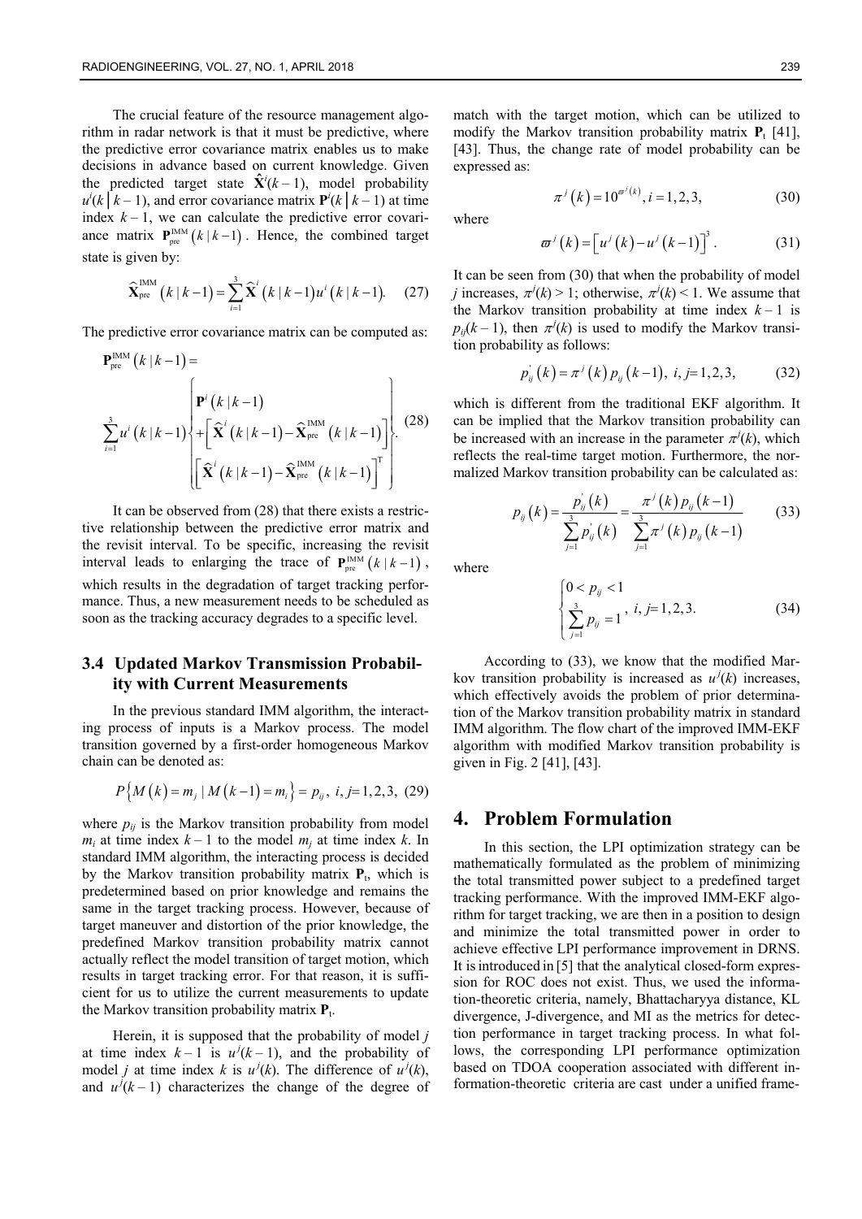The crucial feature of the resource management algorithm in radar network is that it must be predictive, where the predictive error covariance matrix enables us to make decisions in advance based on current knowledge. Given the predicted target state $\hat{\mathbf{X}}^i(k-1)$, model probability $u^i(k \mid k-1)$, and error covariance matrix $\mathbf{P}^i(k \mid k-1)$ at time index $k-1$, we can calculate the predictive error covariance matrix $\mathbf{P}_{\text{pre}}^{\text{IMM}}(k \mid k-1)$. Hence, the combined target state is given by:

$$\widehat{\mathbf{X}}_{\text{pre}}^{\text{IMM}}(k \mid k-1) = \sum_{i=1}^{3} \widehat{\mathbf{X}}^i(k \mid k-1) u^i(k \mid k-1). \quad (27)$$

The predictive error covariance matrix can be computed as:

$$\mathbf{P}_{\text{pre}}^{\text{IMM}}(k \mid k-1) = \sum_{i=1}^{3} u^i(k \mid k-1) \left\{ \begin{array}{l} \mathbf{P}^i(k \mid k-1) \\ + \left[ \widehat{\mathbf{X}}^i(k \mid k-1) - \widehat{\mathbf{X}}_{\text{pre}}^{\text{IMM}}(k \mid k-1) \right] \\ \left[ \widehat{\mathbf{X}}^i(k \mid k-1) - \widehat{\mathbf{X}}_{\text{pre}}^{\text{IMM}}(k \mid k-1) \right]^{\text{T}} \end{array} \right\}. \quad (28)$$

It can be observed from (28) that there exists a restrictive relationship between the predictive error matrix and the revisit interval. To be specific, increasing the revisit interval leads to enlarging the trace of $\mathbf{P}_{\text{pre}}^{\text{IMM}}(k \mid k-1)$, which results in the degradation of target tracking performance. Thus, a new measurement needs to be scheduled as soon as the tracking accuracy degrades to a specific level.

### 3.4 Updated Markov Transmission Probability with Current Measurements

In the previous standard IMM algorithm, the interacting process of inputs is a Markov process. The model transition governed by a first-order homogeneous Markov chain can be denoted as:

$$P\{M(k) = m_j \mid M(k-1) = m_i\} = p_{ij},\ i, j = 1, 2, 3, \quad (29)$$

where $p_{ij}$ is the Markov transition probability from model $m_i$ at time index $k-1$ to the model $m_j$ at time index $k$. In standard IMM algorithm, the interacting process is decided by the Markov transition probability matrix $\mathbf{P}_t$, which is predetermined based on prior knowledge and remains the same in the target tracking process. However, because of target maneuver and distortion of the prior knowledge, the predefined Markov transition probability matrix cannot actually reflect the model transition of target motion, which results in target tracking error. For that reason, it is sufficient for us to utilize the current measurements to update the Markov transition probability matrix $\mathbf{P}_t$.

Herein, it is supposed that the probability of model $j$ at time index $k-1$ is $u^j(k-1)$, and the probability of model $j$ at time index $k$ is $u^j(k)$. The difference of $u^j(k)$, and $u^j(k-1)$ characterizes the change of the degree of match with the target motion, which can be utilized to modify the Markov transition probability matrix $\mathbf{P}_t$ [41], [43]. Thus, the change rate of model probability can be expressed as:

$$\pi^j(k) = 10^{\varpi^j(k)},\ i = 1, 2, 3, \quad (30)$$

where

$$\varpi^j(k) = \left[ u^j(k) - u^j(k-1) \right]^3. \quad (31)$$

It can be seen from (30) that when the probability of model $j$ increases, $\pi^j(k) > 1$; otherwise, $\pi^j(k) < 1$. We assume that the Markov transition probability at time index $k-1$ is $p_{ij}(k-1)$, then $\pi^j(k)$ is used to modify the Markov transition probability as follows:

$$p'_{ij}(k) = \pi^j(k) p_{ij}(k-1),\ i, j = 1, 2, 3, \quad (32)$$

which is different from the traditional EKF algorithm. It can be implied that the Markov transition probability can be increased with an increase in the parameter $\pi^j(k)$, which reflects the real-time target motion. Furthermore, the normalized Markov transition probability can be calculated as:

$$p_{ij}(k) = \frac{p'_{ij}(k)}{\sum_{j=1}^{3} p'_{ij}(k)} = \frac{\pi^j(k) p_{ij}(k-1)}{\sum_{j=1}^{3} \pi^j(k) p_{ij}(k-1)} \quad (33)$$

where

$$\begin{cases} 0 < p_{ij} < 1 \\ \sum_{j=1}^{3} p_{ij} = 1 \end{cases},\ i, j = 1, 2, 3. \quad (34)$$

According to (33), we know that the modified Markov transition probability is increased as $u^j(k)$ increases, which effectively avoids the problem of prior determination of the Markov transition probability matrix in standard IMM algorithm. The flow chart of the improved IMM-EKF algorithm with modified Markov transition probability is given in Fig. 2 [41], [43].

## 4. Problem Formulation

In this section, the LPI optimization strategy can be mathematically formulated as the problem of minimizing the total transmitted power subject to a predefined target tracking performance. With the improved IMM-EKF algorithm for target tracking, we are then in a position to design and minimize the total transmitted power in order to achieve effective LPI performance improvement in DRNS. It is introduced in [5] that the analytical closed-form expression for ROC does not exist. Thus, we used the information-theoretic criteria, namely, Bhattacharyya distance, KL divergence, J-divergence, and MI as the metrics for detection performance in target tracking process. In what follows, the corresponding LPI performance optimization based on TDOA cooperation associated with different information-theoretic criteria are cast under a unified frame-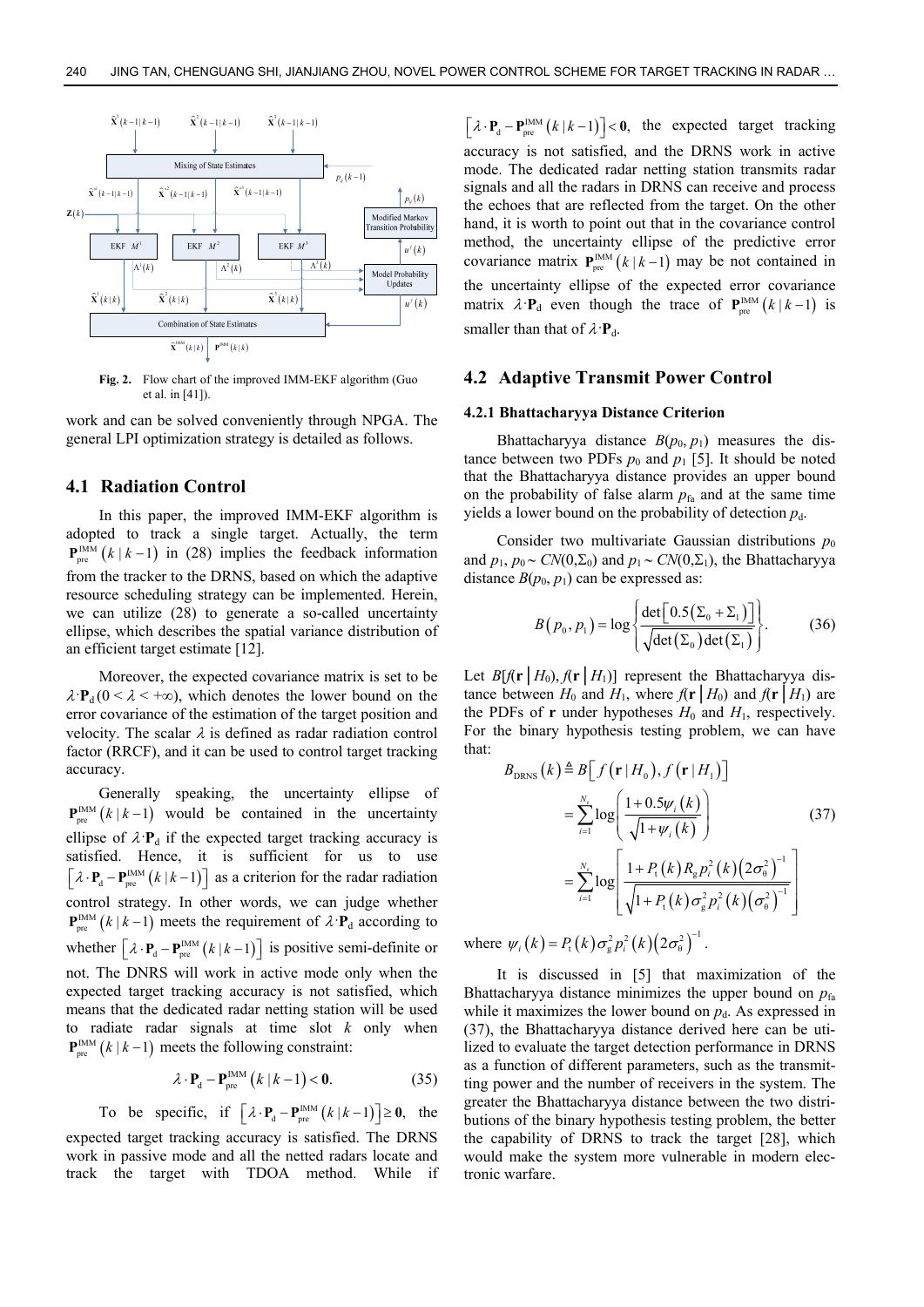**Fig. 2.** Flow chart of the improved IMM-EKF algorithm (Guo et al. in [41]).

work and can be solved conveniently through NPGA. The general LPI optimization strategy is detailed as follows.

## 4.1 Radiation Control

In this paper, the improved IMM-EKF algorithm is adopted to track a single target. Actually, the term $\mathbf{P}_{\text{pre}}^{\text{IMM}}(k \mid k-1)$ in (28) implies the feedback information from the tracker to the DRNS, based on which the adaptive resource scheduling strategy can be implemented. Herein, we can utilize (28) to generate a so-called uncertainty ellipse, which describes the spatial variance distribution of an efficient target estimate [12].

Moreover, the expected covariance matrix is set to be $\lambda \cdot \mathbf{P}_{\text{d}} (0 < \lambda < +\infty)$, which denotes the lower bound on the error covariance of the estimation of the target position and velocity. The scalar $\lambda$ is defined as radar radiation control factor (RRCF), and it can be used to control target tracking accuracy.

Generally speaking, the uncertainty ellipse of $\mathbf{P}_{\text{pre}}^{\text{IMM}}(k \mid k-1)$ would be contained in the uncertainty ellipse of $\lambda \cdot \mathbf{P}_{\text{d}}$ if the expected target tracking accuracy is satisfied. Hence, it is sufficient for us to use $\left[\lambda \cdot \mathbf{P}_{\text{d}} - \mathbf{P}_{\text{pre}}^{\text{IMM}}(k \mid k-1)\right]$ as a criterion for the radar radiation control strategy. In other words, we can judge whether $\mathbf{P}_{\text{pre}}^{\text{IMM}}(k \mid k-1)$ meets the requirement of $\lambda \cdot \mathbf{P}_{\text{d}}$ according to whether $\left[\lambda \cdot \mathbf{P}_{\text{d}} - \mathbf{P}_{\text{pre}}^{\text{IMM}}(k \mid k-1)\right]$ is positive semi-definite or not. The DNRS will work in active mode only when the expected target tracking accuracy is not satisfied, which means that the dedicated radar netting station will be used to radiate radar signals at time slot $k$ only when $\mathbf{P}_{\text{pre}}^{\text{IMM}}(k \mid k-1)$ meets the following constraint:

$$\lambda \cdot \mathbf{P}_{\text{d}} - \mathbf{P}_{\text{pre}}^{\text{IMM}}(k \mid k-1) < \mathbf{0}. \tag{35}$$

To be specific, if $\left[\lambda \cdot \mathbf{P}_{\text{d}} - \mathbf{P}_{\text{pre}}^{\text{IMM}}(k \mid k-1)\right] \geq \mathbf{0}$, the expected target tracking accuracy is satisfied. The DRNS work in passive mode and all the netted radars locate and track the target with TDOA method. While if $\left[\lambda \cdot \mathbf{P}_{\text{d}} - \mathbf{P}_{\text{pre}}^{\text{IMM}}(k \mid k-1)\right] < \mathbf{0}$, the expected target tracking accuracy is not satisfied, and the DRNS work in active mode. The dedicated radar netting station transmits radar signals and all the radars in DRNS can receive and process the echoes that are reflected from the target. On the other hand, it is worth to point out that in the covariance control method, the uncertainty ellipse of the predictive error covariance matrix $\mathbf{P}_{\text{pre}}^{\text{IMM}}(k \mid k-1)$ may be not contained in the uncertainty ellipse of the expected error covariance matrix $\lambda \cdot \mathbf{P}_{\text{d}}$ even though the trace of $\mathbf{P}_{\text{pre}}^{\text{IMM}}(k \mid k-1)$ is smaller than that of $\lambda \cdot \mathbf{P}_{\text{d}}$.

## 4.2 Adaptive Transmit Power Control

### 4.2.1 Bhattacharyya Distance Criterion

Bhattacharyya distance $B(p_0, p_1)$ measures the distance between two PDFs $p_0$ and $p_1$ [5]. It should be noted that the Bhattacharyya distance provides an upper bound on the probability of false alarm $p_{\text{fa}}$ and at the same time yields a lower bound on the probability of detection $p_{\text{d}}$.

Consider two multivariate Gaussian distributions $p_0$ and $p_1$, $p_0 \sim CN(0,\Sigma_0)$ and $p_1 \sim CN(0,\Sigma_1)$, the Bhattacharyya distance $B(p_0, p_1)$ can be expressed as:

$$B(p_0, p_1) = \log\left\{\frac{\det\left[0.5(\Sigma_0 + \Sigma_1)\right]}{\sqrt{\det(\Sigma_0)\det(\Sigma_1)}}\right\}. \tag{36}$$

Let $B[f(\mathbf{r} \mid H_0), f(\mathbf{r} \mid H_1)]$ represent the Bhattacharyya distance between $H_0$ and $H_1$, where $f(\mathbf{r} \mid H_0)$ and $f(\mathbf{r} \mid H_1)$ are the PDFs of $\mathbf{r}$ under hypotheses $H_0$ and $H_1$, respectively. For the binary hypothesis testing problem, we can have that:

$$\begin{aligned} B_{\text{DRNS}}(k) &\triangleq B\left[f(\mathbf{r} \mid H_0), f(\mathbf{r} \mid H_1)\right] \\ &= \sum_{i=1}^{N_{\text{r}}} \log\left(\frac{1 + 0.5\psi_i(k)}{\sqrt{1 + \psi_i(k)}}\right) \\ &= \sum_{i=1}^{N_{\text{r}}} \log\left[\frac{1 + P_{\text{t}}(k) R_{\text{g}} p_i^2(k)\left(2\sigma_\theta^2\right)^{-1}}{\sqrt{1 + P_{\text{t}}(k)\sigma_{\text{g}}^2 p_i^2(k)\left(\sigma_\theta^2\right)^{-1}}}\right] \end{aligned} \tag{37}$$

where $\psi_i(k) = P_{\text{t}}(k)\sigma_{\text{g}}^2 p_i^2(k)\left(2\sigma_\theta^2\right)^{-1}$.

It is discussed in [5] that maximization of the Bhattacharyya distance minimizes the upper bound on $p_{\text{fa}}$ while it maximizes the lower bound on $p_{\text{d}}$. As expressed in (37), the Bhattacharyya distance derived here can be utilized to evaluate the target detection performance in DRNS as a function of different parameters, such as the transmitting power and the number of receivers in the system. The greater the Bhattacharyya distance between the two distributions of the binary hypothesis testing problem, the better the capability of DRNS to track the target [28], which would make the system more vulnerable in modern electronic warfare.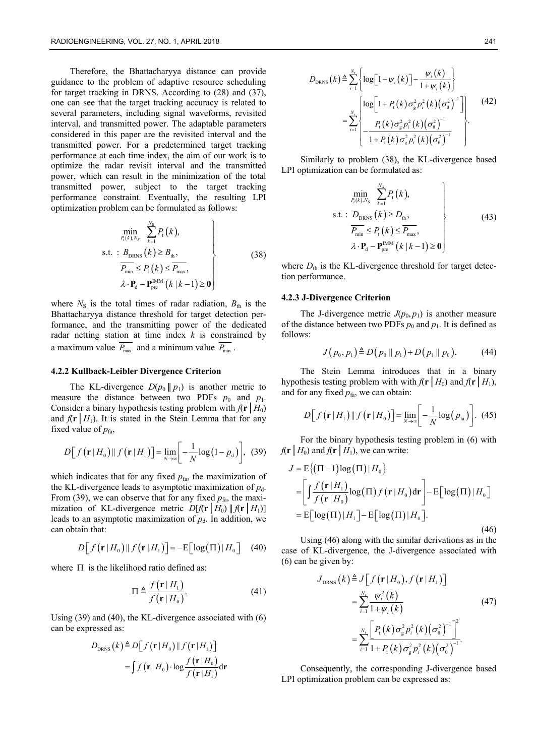Therefore, the Bhattacharyya distance can provide guidance to the problem of adaptive resource scheduling for target tracking in DRNS. According to (28) and (37), one can see that the target tracking accuracy is related to several parameters, including signal waveforms, revisited interval, and transmitted power. The adaptable parameters considered in this paper are the revisited interval and the transmitted power. For a predetermined target tracking performance at each time index, the aim of our work is to optimize the radar revisit interval and the transmitted power, which can result in the minimization of the total transmitted power, subject to the target tracking performance constraint. Eventually, the resulting LPI optimization problem can be formulated as follows:

$$\left.\begin{aligned}
&\min_{P_{\mathrm{t}}(k),N_S} \sum_{k=1}^{N_S} P_{\mathrm{t}}(k),\\
&\text{s.t. : } B_{\mathrm{DRNS}}(k) \ge B_{\mathrm{th}},\\
&\overline{P_{\min}} \le P_{\mathrm{t}}(k) \le \overline{P_{\max}},\\
&\lambda \cdot \mathbf{P}_{\mathrm{d}} - \mathbf{P}_{\mathrm{pre}}^{\mathrm{IMM}}(k\,|\,k-1) \ge \mathbf{0}
\end{aligned}\right\} \tag{38}$$

where $N_S$ is the total times of radar radiation, $B_{\mathrm{th}}$ is the Bhattacharyya distance threshold for target detection performance, and the transmitting power of the dedicated radar netting station at time index $k$ is constrained by a maximum value $\overline{P_{\max}}$ and a minimum value $\overline{P_{\min}}$.

#### 4.2.2 Kullback-Leibler Divergence Criterion

The KL-divergence $D(p_0 \,\|\, p_1)$ is another metric to measure the distance between two PDFs $p_0$ and $p_1$. Consider a binary hypothesis testing problem with $f(\mathbf{r}\,|\,H_0)$ and $f(\mathbf{r}\,|\,H_1)$. It is stated in the Stein Lemma that for any fixed value of $p_{\mathrm{fa}}$,

$$D\left[f(\mathbf{r}\,|\,H_0) \,\|\, f(\mathbf{r}\,|\,H_1)\right] = \lim_{N\to\infty}\left[-\frac{1}{N}\log(1-p_{\mathrm{d}})\right], \tag{39}$$

which indicates that for any fixed $p_{\mathrm{fa}}$, the maximization of the KL-divergence leads to asymptotic maximization of $p_{\mathrm{d}}$. From (39), we can observe that for any fixed $p_{\mathrm{fa}}$, the maximization of KL-divergence metric $D[f(\mathbf{r}\,|\,H_0) \,\|\, f(\mathbf{r}\,|\,H_1)]$ leads to an asymptotic maximization of $p_{\mathrm{d}}$. In addition, we can obtain that:

$$D\left[f(\mathbf{r}\,|\,H_0) \,\|\, f(\mathbf{r}\,|\,H_1)\right] = -\mathrm{E}\left[\log(\Pi)\,|\,H_0\right] \tag{40}$$

where $\Pi$ is the likelihood ratio defined as:

$$\Pi \triangleq \frac{f(\mathbf{r}\,|\,H_1)}{f(\mathbf{r}\,|\,H_0)}. \tag{41}$$

Using (39) and (40), the KL-divergence associated with (6) can be expressed as:

$$\begin{aligned}
D_{\mathrm{DRNS}}(k) &\triangleq D\left[f(\mathbf{r}\,|\,H_0) \,\|\, f(\mathbf{r}\,|\,H_1)\right]\\
&= \int f(\mathbf{r}\,|\,H_0)\cdot \log\frac{f(\mathbf{r}\,|\,H_0)}{f(\mathbf{r}\,|\,H_1)}\mathrm{d}\mathbf{r}
\end{aligned}$$

$$\begin{aligned}
D_{\mathrm{DRNS}}(k) &\triangleq \sum_{i=1}^{N_r}\left\{\log\left[1+\psi_i(k)\right] - \frac{\psi_i(k)}{1+\psi_i(k)}\right\}\\
&= \sum_{i=1}^{N_r}\left\{\begin{aligned}&\log\left[1+P_{\mathrm{t}}(k)\sigma_{\mathrm{g}}^2 p_i^2(k)\left(\sigma_0^2\right)^{-1}\right]\\ &-\frac{P_{\mathrm{t}}(k)\sigma_{\mathrm{g}}^2 p_i^2(k)\left(\sigma_0^2\right)^{-1}}{1+P_{\mathrm{t}}(k)\sigma_{\mathrm{g}}^2 p_i^2(k)\left(\sigma_0^2\right)^{-1}}\end{aligned}\right\}.
\end{aligned} \tag{42}$$

Similarly to problem (38), the KL-divergence based LPI optimization can be formulated as:

$$\left.\begin{aligned}
&\min_{P_{\mathrm{t}}(k),N_S} \sum_{k=1}^{N_S} P_{\mathrm{t}}(k),\\
&\text{s.t. : } D_{\mathrm{DRNS}}(k) \ge D_{\mathrm{th}},\\
&\overline{P_{\min}} \le P_{\mathrm{t}}(k) \le \overline{P_{\max}},\\
&\lambda \cdot \mathbf{P}_{\mathrm{d}} - \mathbf{P}_{\mathrm{pre}}^{\mathrm{IMM}}(k\,|\,k-1) \ge \mathbf{0}
\end{aligned}\right\} \tag{43}$$

where $D_{\mathrm{th}}$ is the KL-divergence threshold for target detection performance.

#### 4.2.3 J-Divergence Criterion

The J-divergence metric $J(p_0, p_1)$ is another measure of the distance between two PDFs $p_0$ and $p_1$. It is defined as follows:

$$J(p_0, p_1) \triangleq D(p_0 \,\|\, p_1) + D(p_1 \,\|\, p_0). \tag{44}$$

The Stein Lemma introduces that in a binary hypothesis testing problem with with $f(\mathbf{r}\,|\,H_0)$ and $f(\mathbf{r}\,|\,H_1)$, and for any fixed $p_{\mathrm{fa}}$, we can obtain:

$$D\left[f(\mathbf{r}\,|\,H_1) \,\|\, f(\mathbf{r}\,|\,H_0)\right] = \lim_{N\to\infty}\left[-\frac{1}{N}\log(p_{\mathrm{fa}})\right]. \tag{45}$$

For the binary hypothesis testing problem in (6) with $f(\mathbf{r}\,|\,H_0)$ and $f(\mathbf{r}\,|\,H_1)$, we can write:

$$\begin{aligned}
J &= \mathrm{E}\left\{(\Pi-1)\log(\Pi)\,|\,H_0\right\}\\
&= \left[\int \frac{f(\mathbf{r}\,|\,H_1)}{f(\mathbf{r}\,|\,H_0)}\log(\Pi)\, f(\mathbf{r}\,|\,H_0)\mathrm{d}\mathbf{r}\right] - \mathrm{E}\left[\log(\Pi)\,|\,H_0\right]\\
&= \mathrm{E}\left[\log(\Pi)\,|\,H_1\right] - \mathrm{E}\left[\log(\Pi)\,|\,H_0\right].
\end{aligned} \tag{46}$$

Using (46) along with the similar derivations as in the case of KL-divergence, the J-divergence associated with (6) can be given by:

$$\begin{aligned}
J_{\mathrm{DRNS}}(k) &\triangleq J\left[f(\mathbf{r}\,|\,H_0), f(\mathbf{r}\,|\,H_1)\right]\\
&= \sum_{i=1}^{N_r}\frac{\psi_i^2(k)}{1+\psi_i(k)}\\
&= \sum_{i=1}^{N_r}\frac{\left[P_{\mathrm{t}}(k)\sigma_{\mathrm{g}}^2 p_i^2(k)\left(\sigma_0^2\right)^{-1}\right]^2}{1+P_{\mathrm{t}}(k)\sigma_{\mathrm{g}}^2 p_i^2(k)\left(\sigma_0^2\right)^{-1}}.
\end{aligned} \tag{47}$$

Consequently, the corresponding J-divergence based LPI optimization problem can be expressed as: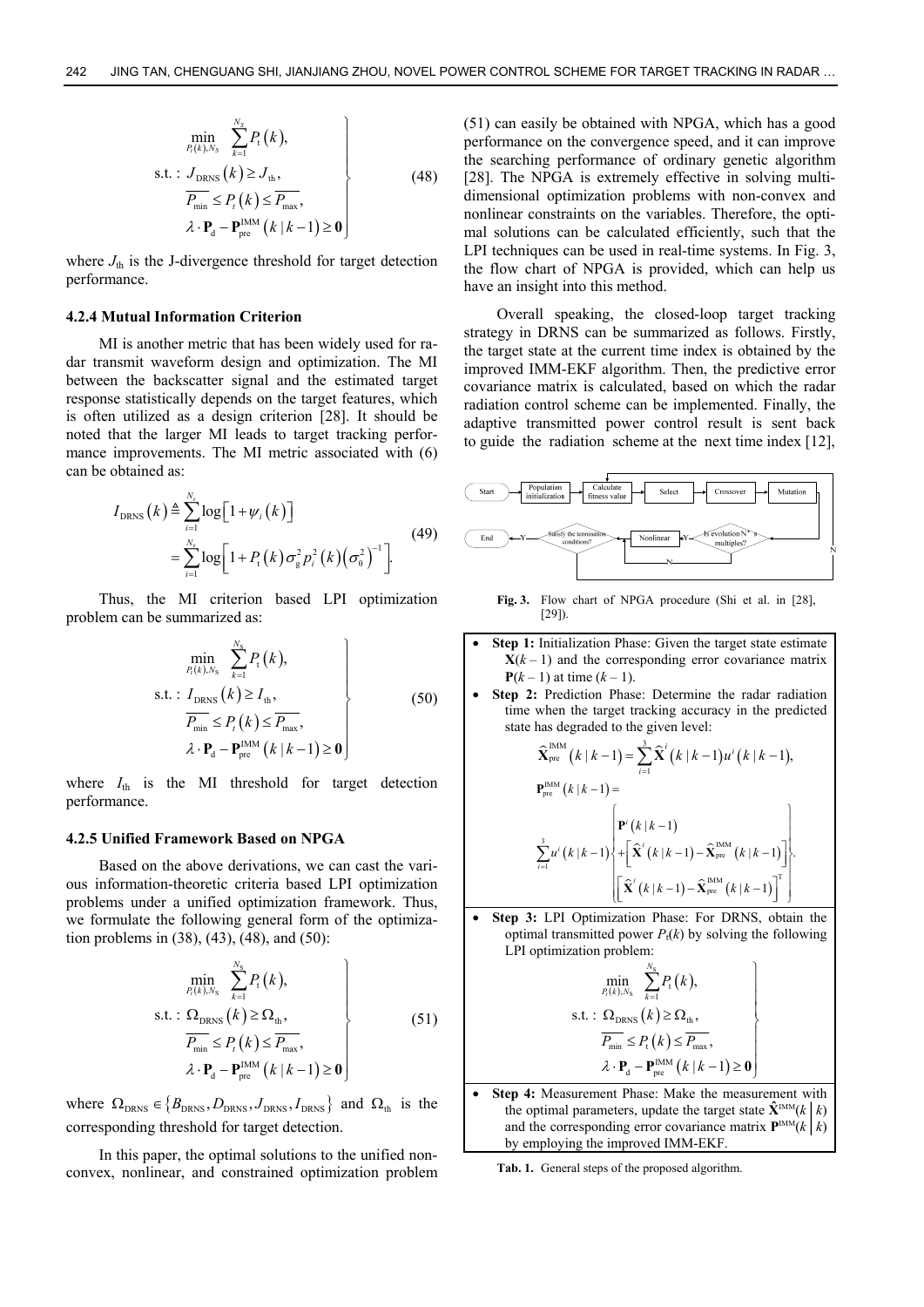$$\left.\begin{aligned} &\min_{P_t(k),N_S} \sum_{k=1}^{N_S} P_t(k), \\ &\text{s.t.}: J_{\text{DRNS}}(k) \geq J_{\text{th}}, \\ &\overline{P_{\min}} \leq P_t(k) \leq \overline{P_{\max}}, \\ &\lambda \cdot \mathbf{P}_d - \mathbf{P}_{\text{pre}}^{\text{IMM}}(k|k-1) \geq \mathbf{0} \end{aligned}\right\} \tag{48}$$

where $J_{\text{th}}$ is the J-divergence threshold for target detection performance.

#### 4.2.4 Mutual Information Criterion

MI is another metric that has been widely used for radar transmit waveform design and optimization. The MI between the backscatter signal and the estimated target response statistically depends on the target features, which is often utilized as a design criterion [28]. It should be noted that the larger MI leads to target tracking performance improvements. The MI metric associated with (6) can be obtained as:

$$\begin{aligned} I_{\text{DRNS}}(k) &\triangleq \sum_{i=1}^{N_r} \log\left[1+\psi_i(k)\right] \\ &= \sum_{i=1}^{N_r} \log\left[1+P_t(k)\sigma_g^2 p_i^2(k)\left(\sigma_\theta^2\right)^{-1}\right]. \end{aligned} \tag{49}$$

Thus, the MI criterion based LPI optimization problem can be summarized as:

$$\left.\begin{aligned} &\min_{P_t(k),N_S} \sum_{k=1}^{N_S} P_t(k), \\ &\text{s.t.}: I_{\text{DRNS}}(k) \geq I_{\text{th}}, \\ &\overline{P_{\min}} \leq P_t(k) \leq \overline{P_{\max}}, \\ &\lambda \cdot \mathbf{P}_d - \mathbf{P}_{\text{pre}}^{\text{IMM}}(k|k-1) \geq \mathbf{0} \end{aligned}\right\} \tag{50}$$

where $I_{\text{th}}$ is the MI threshold for target detection performance.

#### 4.2.5 Unified Framework Based on NPGA

Based on the above derivations, we can cast the various information-theoretic criteria based LPI optimization problems under a unified optimization framework. Thus, we formulate the following general form of the optimization problems in (38), (43), (48), and (50):

$$\left.\begin{aligned} &\min_{P_t(k),N_S} \sum_{k=1}^{N_S} P_t(k), \\ &\text{s.t.}: \Omega_{\text{DRNS}}(k) \geq \Omega_{\text{th}}, \\ &\overline{P_{\min}} \leq P_t(k) \leq \overline{P_{\max}}, \\ &\lambda \cdot \mathbf{P}_d - \mathbf{P}_{\text{pre}}^{\text{IMM}}(k|k-1) \geq \mathbf{0} \end{aligned}\right\} \tag{51}$$

where $\Omega_{\text{DRNS}} \in \{B_{\text{DRNS}}, D_{\text{DRNS}}, J_{\text{DRNS}}, I_{\text{DRNS}}\}$ and $\Omega_{\text{th}}$ is the corresponding threshold for target detection.

In this paper, the optimal solutions to the unified non-convex, nonlinear, and constrained optimization problem (51) can easily be obtained with NPGA, which has a good performance on the convergence speed, and it can improve the searching performance of ordinary genetic algorithm [28]. The NPGA is extremely effective in solving multi-dimensional optimization problems with non-convex and nonlinear constraints on the variables. Therefore, the optimal solutions can be calculated efficiently, such that the LPI techniques can be used in real-time systems. In Fig. 3, the flow chart of NPGA is provided, which can help us have an insight into this method.

Overall speaking, the closed-loop target tracking strategy in DRNS can be summarized as follows. Firstly, the target state at the current time index is obtained by the improved IMM-EKF algorithm. Then, the predictive error covariance matrix is calculated, based on which the radar radiation control scheme can be implemented. Finally, the adaptive transmitted power control result is sent back to guide the radiation scheme at the next time index [12],

Start → Population initialization → Calculate fitness value → Select → Crossover → Mutation → Is evolution N* s multiples? (N: back to Calculate fitness value; Y: Nonlinear) → Satisfy the termination conditions? (Y: End)

**Fig. 3.** Flow chart of NPGA procedure (Shi et al. in [28], [29]).

- **Step 1:** Initialization Phase: Given the target state estimate $\mathbf{X}(k-1)$ and the corresponding error covariance matrix $\mathbf{P}(k-1)$ at time $(k-1)$.
- **Step 2:** Prediction Phase: Determine the radar radiation time when the target tracking accuracy in the predicted state has degraded to the given level:

$$\widehat{\mathbf{X}}_{\text{pre}}^{\text{IMM}}(k|k-1) = \sum_{i=1}^{3} \widehat{\mathbf{X}}^i(k|k-1)u^i(k|k-1),$$

$$\mathbf{P}_{\text{pre}}^{\text{IMM}}(k|k-1) = \sum_{i=1}^{3} u^i(k|k-1) \left\{ \begin{aligned} &\mathbf{P}^i(k|k-1) \\ &+\left[\widehat{\mathbf{X}}^i(k|k-1) - \widehat{\mathbf{X}}_{\text{pre}}^{\text{IMM}}(k|k-1)\right] \\ &\left[\widehat{\mathbf{X}}^i(k|k-1) - \widehat{\mathbf{X}}_{\text{pre}}^{\text{IMM}}(k|k-1)\right]^{\text{T}} \end{aligned} \right\}.$$

- **Step 3:** LPI Optimization Phase: For DRNS, obtain the optimal transmitted power $P_t(k)$ by solving the following LPI optimization problem:

$$\left.\begin{aligned} &\min_{P_t(k),N_S} \sum_{k=1}^{N_S} P_t(k), \\ &\text{s.t.}: \Omega_{\text{DRNS}}(k) \geq \Omega_{\text{th}}, \\ &\overline{P_{\min}} \leq P_t(k) \leq \overline{P_{\max}}, \\ &\lambda \cdot \mathbf{P}_d - \mathbf{P}_{\text{pre}}^{\text{IMM}}(k|k-1) \geq \mathbf{0} \end{aligned}\right\}$$

- **Step 4:** Measurement Phase: Make the measurement with the optimal parameters, update the target state $\hat{\mathbf{X}}^{\text{IMM}}(k|k)$ and the corresponding error covariance matrix $\mathbf{P}^{\text{IMM}}(k|k)$ by employing the improved IMM-EKF.

**Tab. 1.** General steps of the proposed algorithm.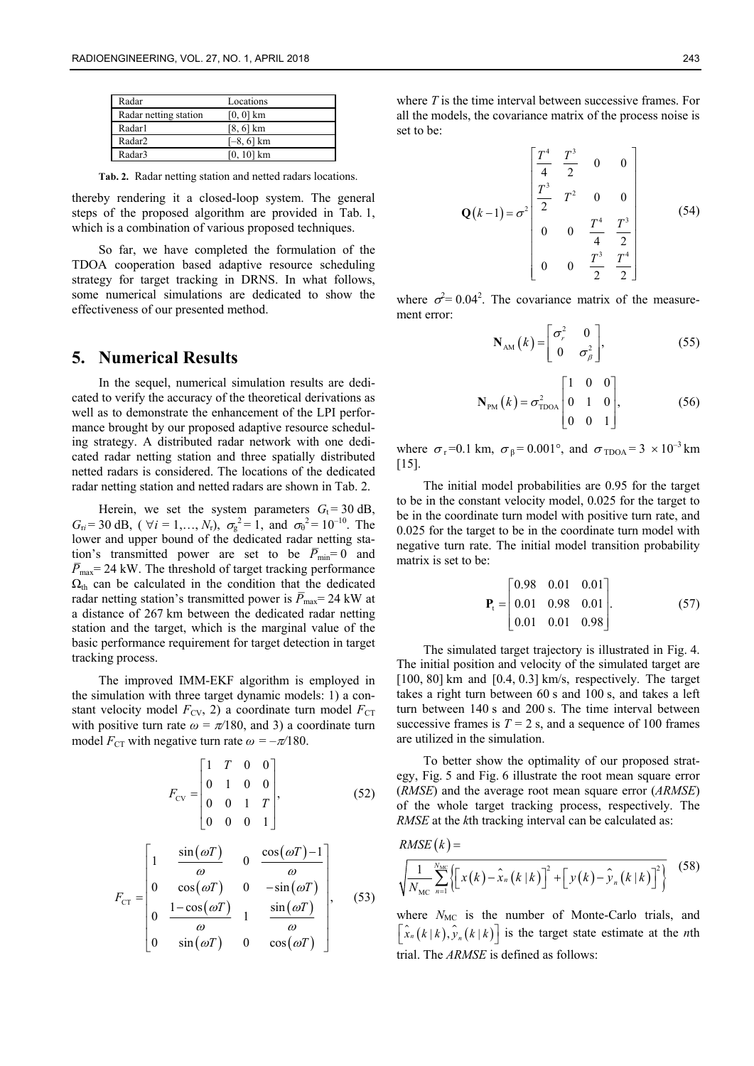| Radar | Locations |
|---|---|
| Radar netting station | [0, 0] km |
| Radar1 | [8, 6] km |
| Radar2 | [–8, 6] km |
| Radar3 | [0, 10] km |

**Tab. 2.** Radar netting station and netted radars locations.

thereby rendering it a closed-loop system. The general steps of the proposed algorithm are provided in Tab. 1, which is a combination of various proposed techniques.

So far, we have completed the formulation of the TDOA cooperation based adaptive resource scheduling strategy for target tracking in DRNS. In what follows, some numerical simulations are dedicated to show the effectiveness of our presented method.

# 5. Numerical Results

In the sequel, numerical simulation results are dedicated to verify the accuracy of the theoretical derivations as well as to demonstrate the enhancement of the LPI performance brought by our proposed adaptive resource scheduling strategy. A distributed radar network with one dedicated radar netting station and three spatially distributed netted radars is considered. The locations of the dedicated radar netting station and netted radars are shown in Tab. 2.

Herein, we set the system parameters $G_t = 30$ dB, $G_{ri} = 30$ dB, ($\forall i = 1,\ldots, N_r$), $\sigma_g^2 = 1$, and $\sigma_0^2 = 10^{-10}$. The lower and upper bound of the dedicated radar netting station's transmitted power are set to be $\bar{P}_{\min} = 0$ and $\bar{P}_{\max} = 24$ kW. The threshold of target tracking performance $\Omega_{\text{th}}$ can be calculated in the condition that the dedicated radar netting station's transmitted power is $\bar{P}_{\max} = 24$ kW at a distance of 267 km between the dedicated radar netting station and the target, which is the marginal value of the basic performance requirement for target detection in target tracking process.

The improved IMM-EKF algorithm is employed in the simulation with three target dynamic models: 1) a constant velocity model $F_{\text{CV}}$, 2) a coordinate turn model $F_{\text{CT}}$ with positive turn rate $\omega = \pi/180$, and 3) a coordinate turn model $F_{\text{CT}}$ with negative turn rate $\omega = -\pi/180$.

$$F_{\text{CV}} = \begin{bmatrix} 1 & T & 0 & 0 \\ 0 & 1 & 0 & 0 \\ 0 & 0 & 1 & T \\ 0 & 0 & 0 & 1 \end{bmatrix}, \tag{52}$$

$$F_{\text{CT}} = \begin{bmatrix} 1 & \dfrac{\sin(\omega T)}{\omega} & 0 & \dfrac{\cos(\omega T)-1}{\omega} \\ 0 & \cos(\omega T) & 0 & -\sin(\omega T) \\ 0 & \dfrac{1-\cos(\omega T)}{\omega} & 1 & \dfrac{\sin(\omega T)}{\omega} \\ 0 & \sin(\omega T) & 0 & \cos(\omega T) \end{bmatrix}, \tag{53}$$

where $T$ is the time interval between successive frames. For all the models, the covariance matrix of the process noise is set to be:

$$\mathbf{Q}(k-1) = \sigma^2 \begin{bmatrix} \dfrac{T^4}{4} & \dfrac{T^3}{2} & 0 & 0 \\ \dfrac{T^3}{2} & T^2 & 0 & 0 \\ 0 & 0 & \dfrac{T^4}{4} & \dfrac{T^3}{2} \\ 0 & 0 & \dfrac{T^3}{2} & \dfrac{T^4}{2} \end{bmatrix} \tag{54}$$

where $\sigma^2 = 0.04^2$. The covariance matrix of the measurement error:

$$\mathbf{N}_{\text{AM}}(k) = \begin{bmatrix} \sigma_r^2 & 0 \\ 0 & \sigma_\beta^2 \end{bmatrix}, \tag{55}$$

$$\mathbf{N}_{\text{PM}}(k) = \sigma_{\text{TDOA}}^2 \begin{bmatrix} 1 & 0 & 0 \\ 0 & 1 & 0 \\ 0 & 0 & 1 \end{bmatrix}, \tag{56}$$

where $\sigma_r = 0.1$ km, $\sigma_\beta = 0.001°$, and $\sigma_{\text{TDOA}} = 3 \times 10^{-3}$ km [15].

The initial model probabilities are 0.95 for the target to be in the constant velocity model, 0.025 for the target to be in the coordinate turn model with positive turn rate, and 0.025 for the target to be in the coordinate turn model with negative turn rate. The initial model transition probability matrix is set to be:

$$\mathbf{P}_t = \begin{bmatrix} 0.98 & 0.01 & 0.01 \\ 0.01 & 0.98 & 0.01 \\ 0.01 & 0.01 & 0.98 \end{bmatrix}. \tag{57}$$

The simulated target trajectory is illustrated in Fig. 4. The initial position and velocity of the simulated target are [100, 80] km and [0.4, 0.3] km/s, respectively. The target takes a right turn between 60 s and 100 s, and takes a left turn between 140 s and 200 s. The time interval between successive frames is $T = 2$ s, and a sequence of 100 frames are utilized in the simulation.

To better show the optimality of our proposed strategy, Fig. 5 and Fig. 6 illustrate the root mean square error (*RMSE*) and the average root mean square error (*ARMSE*) of the whole target tracking process, respectively. The *RMSE* at the *k*th tracking interval can be calculated as:

$$RMSE(k) = \sqrt{\frac{1}{N_{\text{MC}}} \sum_{n=1}^{N_{\text{MC}}} \left\{ \left[ x(k) - \hat{x}_n(k|k) \right]^2 + \left[ y(k) - \hat{y}_n(k|k) \right]^2 \right\}} \tag{58}$$

where $N_{\text{MC}}$ is the number of Monte-Carlo trials, and $\left[ \hat{x}_n(k|k), \hat{y}_n(k|k) \right]$ is the target state estimate at the *n*th trial. The *ARMSE* is defined as follows: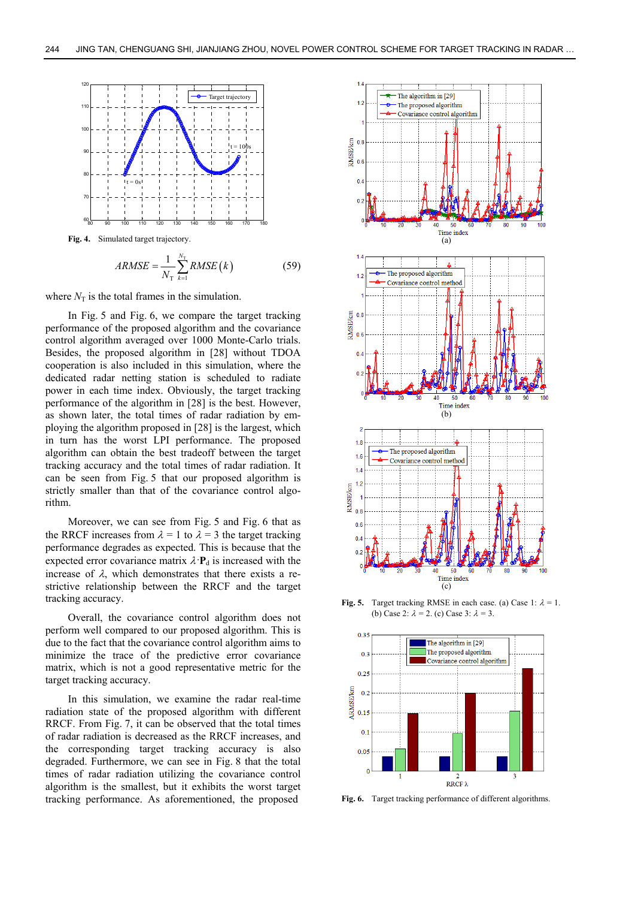**Fig. 4.** Simulated target trajectory.

$$ARMSE = \frac{1}{N_{\mathrm{T}}} \sum_{k=1}^{N_{\mathrm{T}}} RMSE(k) \tag{59}$$

where $N_{\mathrm{T}}$ is the total frames in the simulation.

In Fig. 5 and Fig. 6, we compare the target tracking performance of the proposed algorithm and the covariance control algorithm averaged over 1000 Monte-Carlo trials. Besides, the proposed algorithm in [28] without TDOA cooperation is also included in this simulation, where the dedicated radar netting station is scheduled to radiate power in each time index. Obviously, the target tracking performance of the algorithm in [28] is the best. However, as shown later, the total times of radar radiation by employing the algorithm proposed in [28] is the largest, which in turn has the worst LPI performance. The proposed algorithm can obtain the best tradeoff between the target tracking accuracy and the total times of radar radiation. It can be seen from Fig. 5 that our proposed algorithm is strictly smaller than that of the covariance control algorithm.

Moreover, we can see from Fig. 5 and Fig. 6 that as the RRCF increases from $\lambda = 1$ to $\lambda = 3$ the target tracking performance degrades as expected. This is because that the expected error covariance matrix $\lambda \cdot \mathbf{P}_{\mathrm{d}}$ is increased with the increase of $\lambda$, which demonstrates that there exists a restrictive relationship between the RRCF and the target tracking accuracy.

Overall, the covariance control algorithm does not perform well compared to our proposed algorithm. This is due to the fact that the covariance control algorithm aims to minimize the trace of the predictive error covariance matrix, which is not a good representative metric for the target tracking accuracy.

In this simulation, we examine the radar real-time radiation state of the proposed algorithm with different RRCF. From Fig. 7, it can be observed that the total times of radar radiation is decreased as the RRCF increases, and the corresponding target tracking accuracy is also degraded. Furthermore, we can see in Fig. 8 that the total times of radar radiation utilizing the covariance control algorithm is the smallest, but it exhibits the worst target tracking performance. As aforementioned, the proposed

**Fig. 5.** Target tracking RMSE in each case. (a) Case 1: $\lambda = 1$. (b) Case 2: $\lambda = 2$. (c) Case 3: $\lambda = 3$.

**Fig. 6.** Target tracking performance of different algorithms.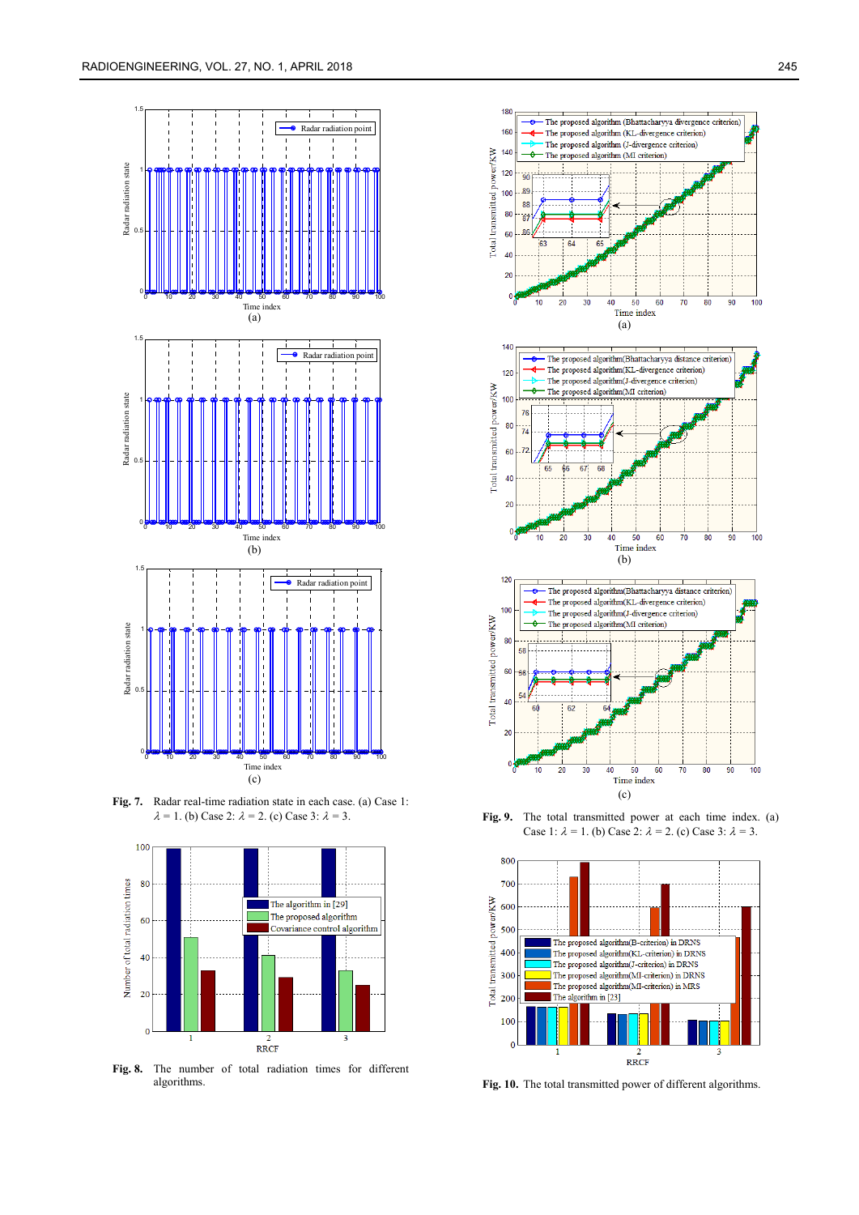**Fig. 7.** Radar real-time radiation state in each case. (a) Case 1: $\lambda = 1$. (b) Case 2: $\lambda = 2$. (c) Case 3: $\lambda = 3$.

**Fig. 8.** The number of total radiation times for different algorithms.

**Fig. 9.** The total transmitted power at each time index. (a) Case 1: $\lambda = 1$. (b) Case 2: $\lambda = 2$. (c) Case 3: $\lambda = 3$.

**Fig. 10.** The total transmitted power of different algorithms.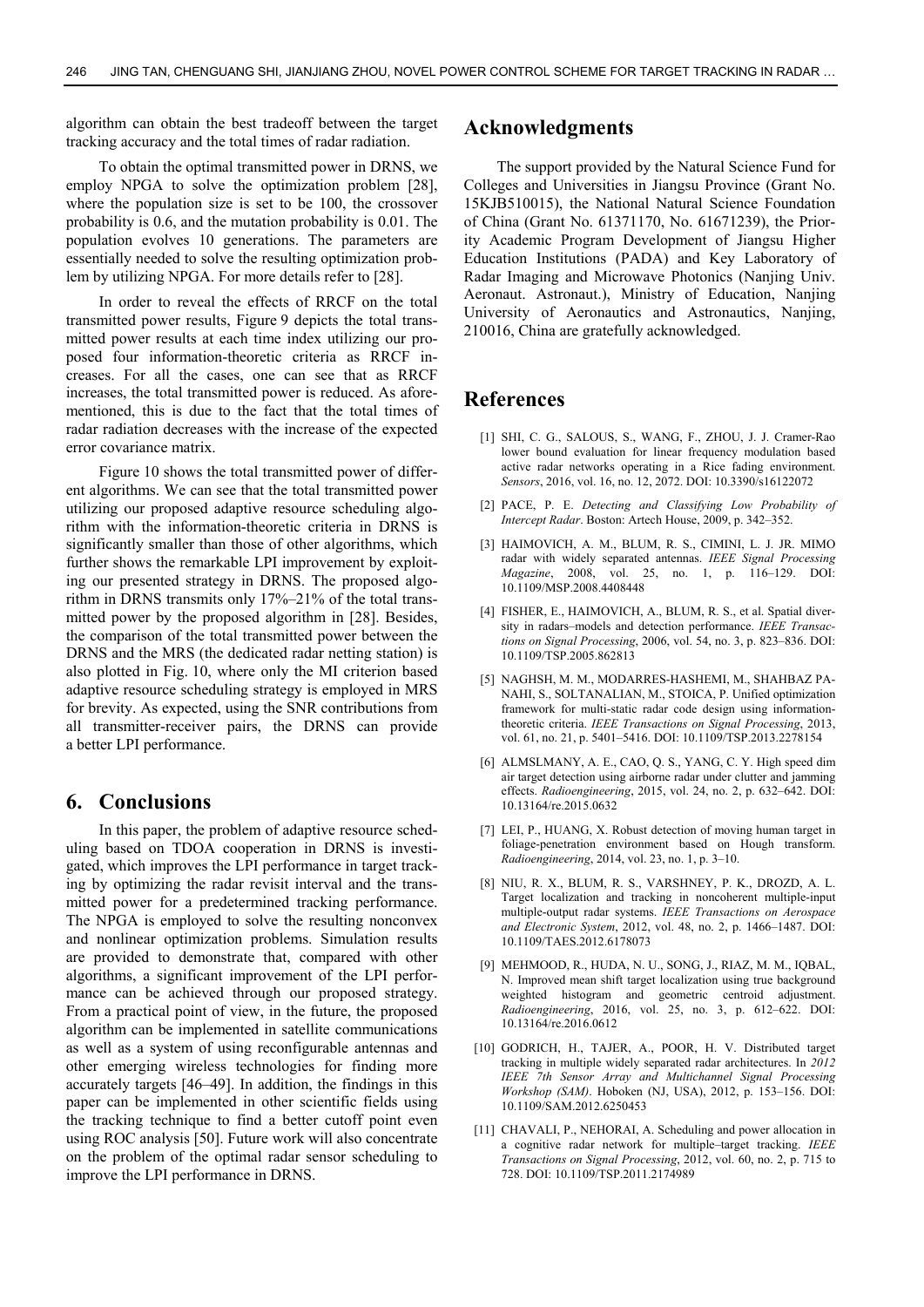algorithm can obtain the best tradeoff between the target tracking accuracy and the total times of radar radiation.

To obtain the optimal transmitted power in DRNS, we employ NPGA to solve the optimization problem [28], where the population size is set to be 100, the crossover probability is 0.6, and the mutation probability is 0.01. The population evolves 10 generations. The parameters are essentially needed to solve the resulting optimization problem by utilizing NPGA. For more details refer to [28].

In order to reveal the effects of RRCF on the total transmitted power results, Figure 9 depicts the total transmitted power results at each time index utilizing our proposed four information-theoretic criteria as RRCF increases. For all the cases, one can see that as RRCF increases, the total transmitted power is reduced. As aforementioned, this is due to the fact that the total times of radar radiation decreases with the increase of the expected error covariance matrix.

Figure 10 shows the total transmitted power of different algorithms. We can see that the total transmitted power utilizing our proposed adaptive resource scheduling algorithm with the information-theoretic criteria in DRNS is significantly smaller than those of other algorithms, which further shows the remarkable LPI improvement by exploiting our presented strategy in DRNS. The proposed algorithm in DRNS transmits only 17%–21% of the total transmitted power by the proposed algorithm in [28]. Besides, the comparison of the total transmitted power between the DRNS and the MRS (the dedicated radar netting station) is also plotted in Fig. 10, where only the MI criterion based adaptive resource scheduling strategy is employed in MRS for brevity. As expected, using the SNR contributions from all transmitter-receiver pairs, the DRNS can provide a better LPI performance.

## 6. Conclusions

In this paper, the problem of adaptive resource scheduling based on TDOA cooperation in DRNS is investigated, which improves the LPI performance in target tracking by optimizing the radar revisit interval and the transmitted power for a predetermined tracking performance. The NPGA is employed to solve the resulting nonconvex and nonlinear optimization problems. Simulation results are provided to demonstrate that, compared with other algorithms, a significant improvement of the LPI performance can be achieved through our proposed strategy. From a practical point of view, in the future, the proposed algorithm can be implemented in satellite communications as well as a system of using reconfigurable antennas and other emerging wireless technologies for finding more accurately targets [46–49]. In addition, the findings in this paper can be implemented in other scientific fields using the tracking technique to find a better cutoff point even using ROC analysis [50]. Future work will also concentrate on the problem of the optimal radar sensor scheduling to improve the LPI performance in DRNS.

## Acknowledgments

The support provided by the Natural Science Fund for Colleges and Universities in Jiangsu Province (Grant No. 15KJB510015), the National Natural Science Foundation of China (Grant No. 61371170, No. 61671239), the Priority Academic Program Development of Jiangsu Higher Education Institutions (PADA) and Key Laboratory of Radar Imaging and Microwave Photonics (Nanjing Univ. Aeronaut. Astronaut.), Ministry of Education, Nanjing University of Aeronautics and Astronautics, Nanjing, 210016, China are gratefully acknowledged.

## References

[1] SHI, C. G., SALOUS, S., WANG, F., ZHOU, J. J. Cramer-Rao lower bound evaluation for linear frequency modulation based active radar networks operating in a Rice fading environment. *Sensors*, 2016, vol. 16, no. 12, 2072. DOI: 10.3390/s16122072

[2] PACE, P. E. *Detecting and Classifying Low Probability of Intercept Radar*. Boston: Artech House, 2009, p. 342–352.

[3] HAIMOVICH, A. M., BLUM, R. S., CIMINI, L. J. JR. MIMO radar with widely separated antennas. *IEEE Signal Processing Magazine*, 2008, vol. 25, no. 1, p. 116–129. DOI: 10.1109/MSP.2008.4408448

[4] FISHER, E., HAIMOVICH, A., BLUM, R. S., et al. Spatial diversity in radars–models and detection performance. *IEEE Transactions on Signal Processing*, 2006, vol. 54, no. 3, p. 823–836. DOI: 10.1109/TSP.2005.862813

[5] NAGHSH, M. M., MODARRES-HASHEMI, M., SHAHBAZ PANAHI, S., SOLTANALIAN, M., STOICA, P. Unified optimization framework for multi-static radar code design using information-theoretic criteria. *IEEE Transactions on Signal Processing*, 2013, vol. 61, no. 21, p. 5401–5416. DOI: 10.1109/TSP.2013.2278154

[6] ALMSLMANY, A. E., CAO, Q. S., YANG, C. Y. High speed dim air target detection using airborne radar under clutter and jamming effects. *Radioengineering*, 2015, vol. 24, no. 2, p. 632–642. DOI: 10.13164/re.2015.0632

[7] LEI, P., HUANG, X. Robust detection of moving human target in foliage-penetration environment based on Hough transform. *Radioengineering*, 2014, vol. 23, no. 1, p. 3–10.

[8] NIU, R. X., BLUM, R. S., VARSHNEY, P. K., DROZD, A. L. Target localization and tracking in noncoherent multiple-input multiple-output radar systems. *IEEE Transactions on Aerospace and Electronic System*, 2012, vol. 48, no. 2, p. 1466–1487. DOI: 10.1109/TAES.2012.6178073

[9] MEHMOOD, R., HUDA, N. U., SONG, J., RIAZ, M. M., IQBAL, N. Improved mean shift target localization using true background weighted histogram and geometric centroid adjustment. *Radioengineering*, 2016, vol. 25, no. 3, p. 612–622. DOI: 10.13164/re.2016.0612

[10] GODRICH, H., TAJER, A., POOR, H. V. Distributed target tracking in multiple widely separated radar architectures. In *2012 IEEE 7th Sensor Array and Multichannel Signal Processing Workshop (SAM)*. Hoboken (NJ, USA), 2012, p. 153–156. DOI: 10.1109/SAM.2012.6250453

[11] CHAVALI, P., NEHORAI, A. Scheduling and power allocation in a cognitive radar network for multiple–target tracking. *IEEE Transactions on Signal Processing*, 2012, vol. 60, no. 2, p. 715 to 728. DOI: 10.1109/TSP.2011.2174989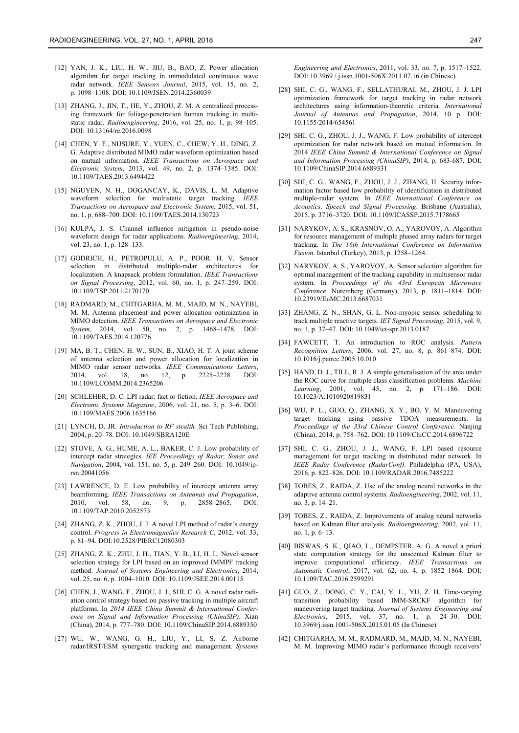[12] YAN, J. K., LIU, H. W., JIU, B., BAO, Z. Power allocation algorithm for target tracking in unmodulated continuous wave radar network. *IEEE Sensors Journal*, 2015, vol. 15, no. 2, p. 1098–1108. DOI: 10.1109/JSEN.2014.2360039

[13] ZHANG, J., JIN, T., HE, Y., ZHOU, Z. M. A centralized processing framework for foliage-penetration human tracking in multistatic radar. *Radioengineering*, 2016, vol. 25, no. 1, p. 98–105. DOI: 10.13164/re.2016.0098

[14] CHEN, Y. F., NIJSURE, Y., YUEN, C., CHEW, Y. H., DING, Z. G. Adaptive distributed MIMO radar waveform optimization based on mutual information. *IEEE Transactions on Aerospace and Electronic System*, 2013, vol. 49, no. 2, p. 1374–1385. DOI: 10.1109/TAES.2013.6494422

[15] NGUYEN, N. H., DOGANCAY, K., DAVIS, L. M. Adaptive waveform selection for multistatic target tracking. *IEEE Transactions on Aerospace and Electronic System*, 2015, vol. 51, no. 1, p. 688–700. DOI: 10.1109/TAES.2014.130723

[16] KULPA, J. S. Channel influence mitigation in pseudo-noise waveform design for radar applications. *Radioengineering*, 2014, vol. 23, no. 1, p. 128–133.

[17] GODRICH, H., PETROPULU, A. P., POOR. H. V. Sensor selection in distributed multiple-radar architectures for localization: A knapsack problem formulation. *IEEE Transactions on Signal Processing*, 2012, vol. 60, no. 1, p. 247–259. DOI: 10.1109/TSP.2011.2170170

[18] RADMARD, M., CHITGARHA, M. M., MAJD, M. N., NAYEBI, M. M. Antenna placement and power allocation optimization in MIMO detection. *IEEE Transactions on Aerospace and Electronic System*, 2014, vol. 50, no. 2, p. 1468–1478. DOI: 10.1109/TAES.2014.120776

[19] MA, B. T., CHEN, H. W., SUN, B., XIAO, H. T. A joint scheme of antenna selection and power allocation for localization in MIMO radar sensor networks*. IEEE Communications Letters*, 2014, vol. 18, no. 12, p. 2225–2228. DOI: 10.1109/LCOMM.2014.2365206

[20] SCHLEHER, D. C. LPI radar: fact or fiction. *IEEE Aerospace and Electronic Systems Magazine*, 2006, vol. 21, no. 5, p. 3–6. DOI: 10.1109/MAES.2006.1635166

[21] LYNCH, D. JR. *Introduction to RF stealth.* Sci Tech Publishing, 2004, p. 20–78. DOI: 10.1049/SBRA120E

[22] STOVE, A. G., HUME, A. L., BAKER, C. J. Low probability of intercept radar strategies. *IEE Proceedings of Radar, Sonar and Navigation*, 2004, vol. 151, no. 5, p. 249–260. DOI: 10.1049/ip-rsn:20041056

[23] LAWRENCE, D. E. Low probability of intercept antenna array beamforming. *IEEE Transactions on Antennas and Propagation*, 2010, vol. 58, no. 9, p. 2858–2865. DOI: 10.1109/TAP.2010.2052573

[24] ZHANG, Z. K., ZHOU, J. J. A novel LPI method of radar's energy control. *Progress in Electromagnetics Research C*, 2012, vol. 33, p. 81–94. DOI:10.2528/PIERC12080303

[25] ZHANG, Z. K., ZHU, J. H., TIAN, Y. B., LI, H. L. Novel sensor selection strategy for LPI based on an improved IMMPF tracking method. *Journal of Systems Engineering and Electronics*, 2014, vol. 25, no. 6, p. 1004–1010. DOI: 10.1109/JSEE.2014.00115

[26] CHEN, J., WANG, F., ZHOU, J. J., SHI, C. G. A novel radar radiation control strategy based on passive tracking in multiple aircraft platforms. In *2014 IEEE China Summit & International Conference on Signal and Information Processing (ChinaSIP)*. Xian (China), 2014, p. 777–780. DOI: 10.1109/ChinaSIP.2014.6889350

[27] WU, W., WANG, G. H., LIU, Y., LI, S. Z. Airborne radar/IRST/ESM synergistic tracking and management. *Systems Engineering and Electronics*, 2011, vol. 33, no. 7, p. 1517–1522. DOI: 10.3969 / j.issn.1001-506X.2011.07.16 (in Chinese)

[28] SHI, C. G., WANG, F., SELLATHURAI, M., ZHOU, J. J. LPI optimization framework for target tracking in radar network architectures using information-theoretic criteria. *International Journal of Antennas and Propagation*, 2014, 10 p. DOI: 10.1155/2014/654561

[29] SHI, C. G., ZHOU, J. J., WANG, F. Low probability of intercept optimization for radar network based on mutual information. In 2014 *IEEE China Summit & International Conference on Signal and Information Processing (ChinaSIP)*, 2014, p. 683-687. DOI: 10.1109/ChinaSIP.2014.6889331

[30] SHI, C. G., WANG, F., ZHOU, J. J., ZHANG, H. Security information factor based low probability of identification in distributed multiple-radar system. In *IEEE International Conference on Acoustics, Speech and Signal Processing*. Brisbane (Australia), 2015, p. 3716–3720. DOI: 10.1109/ICASSP.2015.7178665

[31] NARYKOV, A. S., KRASNOV, O. A., YAROVOY, A. Algorithm for resource management of multiple phased array radars for target tracking. In *The 16th International Conference on Information Fusion*. Istanbul (Turkey), 2013, p. 1258–1264.

[32] NARYKOV, A. S., YAROVOY, A. Sensor selection algorithm for optimal management of the tracking capability in multisensor radar system. In *Proceedings of the 43rd European Microwave Conference*. Nuremberg (Germany), 2013, p. 1811–1814. DOI: 10.23919/EuMC.2013.6687031

[33] ZHANG, Z. N., SHAN, G. L. Non-myopic sensor scheduling to track multiple reactive targets*. IET Signal Processing*, 2015, vol. 9, no. 1, p. 37–47. DOI: 10.1049/iet-spr.2013.0187

[34] FAWCETT, T. An introduction to ROC analysis*. Pattern Recognition Letters*, 2006, vol. 27, no. 8, p. 861–874. DOI: 10.1016/j.patrec.2005.10.010

[35] HAND, D. J., TILL, R. J. A simple generalisation of the area under the ROC curve for multiple class classification problems*. Machine Learning*, 2001, vol. 45, no. 2, p. 171–186. DOI: 10.1023/A:1010920819831

[36] WU, P. L., GUO, Q., ZHANG, X. Y., BO, Y. M. Maneuvering target tracking using passive TDOA measurements. In *Proceedings of the 33rd Chinese Control Conference*. Nanjing (China), 2014, p. 758–762. DOI: 10.1109/ChiCC.2014.6896722

[37] SHI, C. G., ZHOU, J. J., WANG, F. LPI based resource management for target tracking in distributed radar network. In *IEEE Radar Conference (RadarConf)*. Philadelphia (PA, USA), 2016, p. 822–826. DOI: 10.1109/RADAR.2016.7485222

[38] TOBES, Z., RAIDA, Z. Use of the analog neural networks in the adaptive antenna control systems. *Radioengineering*, 2002, vol. 11, no. 3, p. 14–21.

[39] TOBES, Z., RAIDA, Z. Improvements of analog neural networks based on Kalman filter analysis. *Radioengineering*, 2002, vol. 11, no. 1, p. 6–13.

[40] BISWAS, S. K., QIAO, L., DEMPSTER, A. G. A novel a priori state computation strategy for the unscented Kalman filter to improve computational efficiency. *IEEE Transactions on Automatic Control*, 2017, vol. 62, no. 4, p. 1852–1864. DOI: 10.1109/TAC.2016.2599291

[41] GUO, Z., DONG, C. Y., CAI, Y. L., YU, Z. H. Time-varying transition probability based IMM-SRCKF algorithm for maneuvering target tracking. *Journal of Systems Engineering and Electronics*, 2015, vol. 37, no. 1, p. 24–30. DOI: 10.3969/j.issn.1001-506X.2015.01.05 (In Chinese)

[42] CHITGARHA, M. M., RADMARD, M., MAJD, M. N., NAYEBI, M. M. Improving MIMO radar's performance through receivers'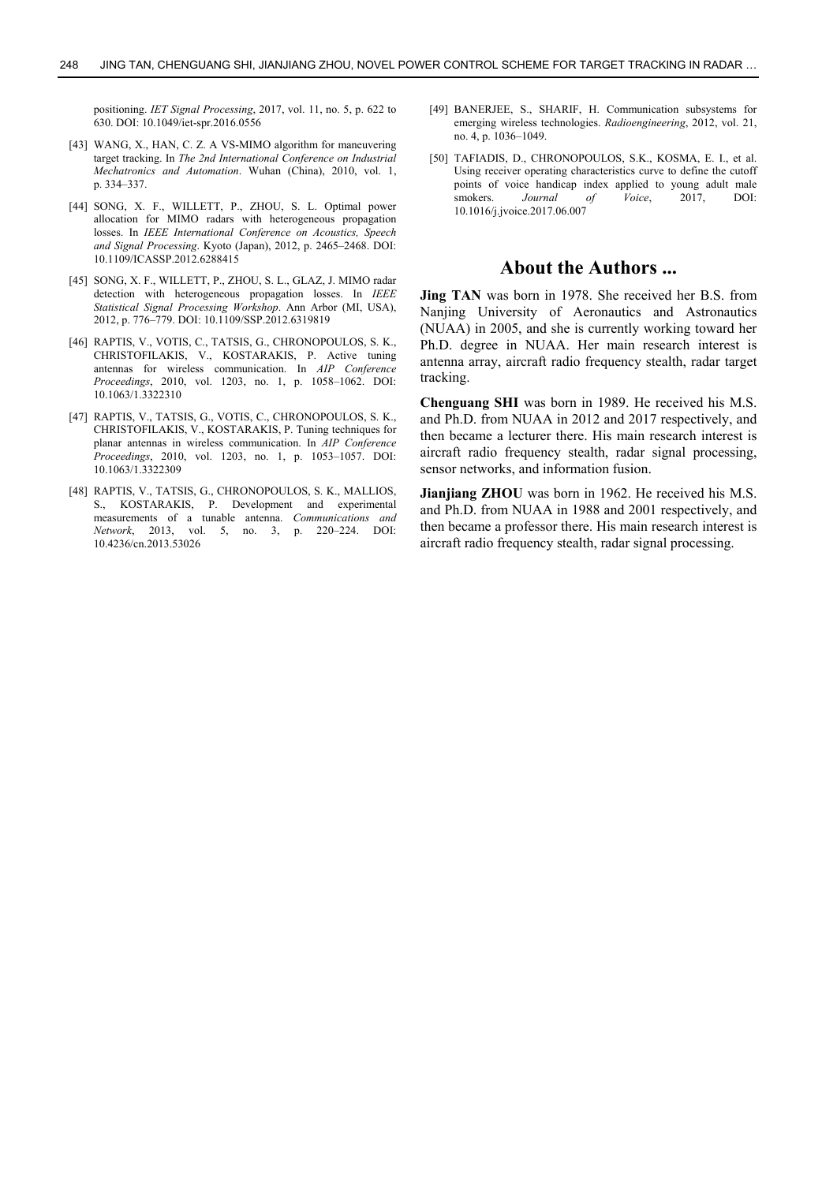positioning. *IET Signal Processing*, 2017, vol. 11, no. 5, p. 622 to 630. DOI: 10.1049/iet-spr.2016.0556

[43] WANG, X., HAN, C. Z. A VS-MIMO algorithm for maneuvering target tracking. In *The 2nd International Conference on Industrial Mechatronics and Automation*. Wuhan (China), 2010, vol. 1, p. 334–337.

[44] SONG, X. F., WILLETT, P., ZHOU, S. L. Optimal power allocation for MIMO radars with heterogeneous propagation losses. In *IEEE International Conference on Acoustics, Speech and Signal Processing*. Kyoto (Japan), 2012, p. 2465–2468. DOI: 10.1109/ICASSP.2012.6288415

[45] SONG, X. F., WILLETT, P., ZHOU, S. L., GLAZ, J. MIMO radar detection with heterogeneous propagation losses. In *IEEE Statistical Signal Processing Workshop*. Ann Arbor (MI, USA), 2012, p. 776–779. DOI: 10.1109/SSP.2012.6319819

[46] RAPTIS, V., VOTIS, C., TATSIS, G., CHRONOPOULOS, S. K., CHRISTOFILAKIS, V., KOSTARAKIS, P. Active tuning antennas for wireless communication. In *AIP Conference Proceedings*, 2010, vol. 1203, no. 1, p. 1058–1062. DOI: 10.1063/1.3322310

[47] RAPTIS, V., TATSIS, G., VOTIS, C., CHRONOPOULOS, S. K., CHRISTOFILAKIS, V., KOSTARAKIS, P. Tuning techniques for planar antennas in wireless communication. In *AIP Conference Proceedings*, 2010, vol. 1203, no. 1, p. 1053–1057. DOI: 10.1063/1.3322309

[48] RAPTIS, V., TATSIS, G., CHRONOPOULOS, S. K., MALLIOS, S., KOSTARAKIS, P. Development and experimental measurements of a tunable antenna. *Communications and Network*, 2013, vol. 5, no. 3, p. 220–224. DOI: 10.4236/cn.2013.53026

[49] BANERJEE, S., SHARIF, H. Communication subsystems for emerging wireless technologies. *Radioengineering*, 2012, vol. 21, no. 4, p. 1036–1049.

[50] TAFIADIS, D., CHRONOPOULOS, S.K., KOSMA, E. I., et al. Using receiver operating characteristics curve to define the cutoff points of voice handicap index applied to young adult male smokers. *Journal of Voice*, 2017, DOI: 10.1016/j.jvoice.2017.06.007

## About the Authors ...

**Jing TAN** was born in 1978. She received her B.S. from Nanjing University of Aeronautics and Astronautics (NUAA) in 2005, and she is currently working toward her Ph.D. degree in NUAA. Her main research interest is antenna array, aircraft radio frequency stealth, radar target tracking.

**Chenguang SHI** was born in 1989. He received his M.S. and Ph.D. from NUAA in 2012 and 2017 respectively, and then became a lecturer there. His main research interest is aircraft radio frequency stealth, radar signal processing, sensor networks, and information fusion.

**Jianjiang ZHOU** was born in 1962. He received his M.S. and Ph.D. from NUAA in 1988 and 2001 respectively, and then became a professor there. His main research interest is aircraft radio frequency stealth, radar signal processing.